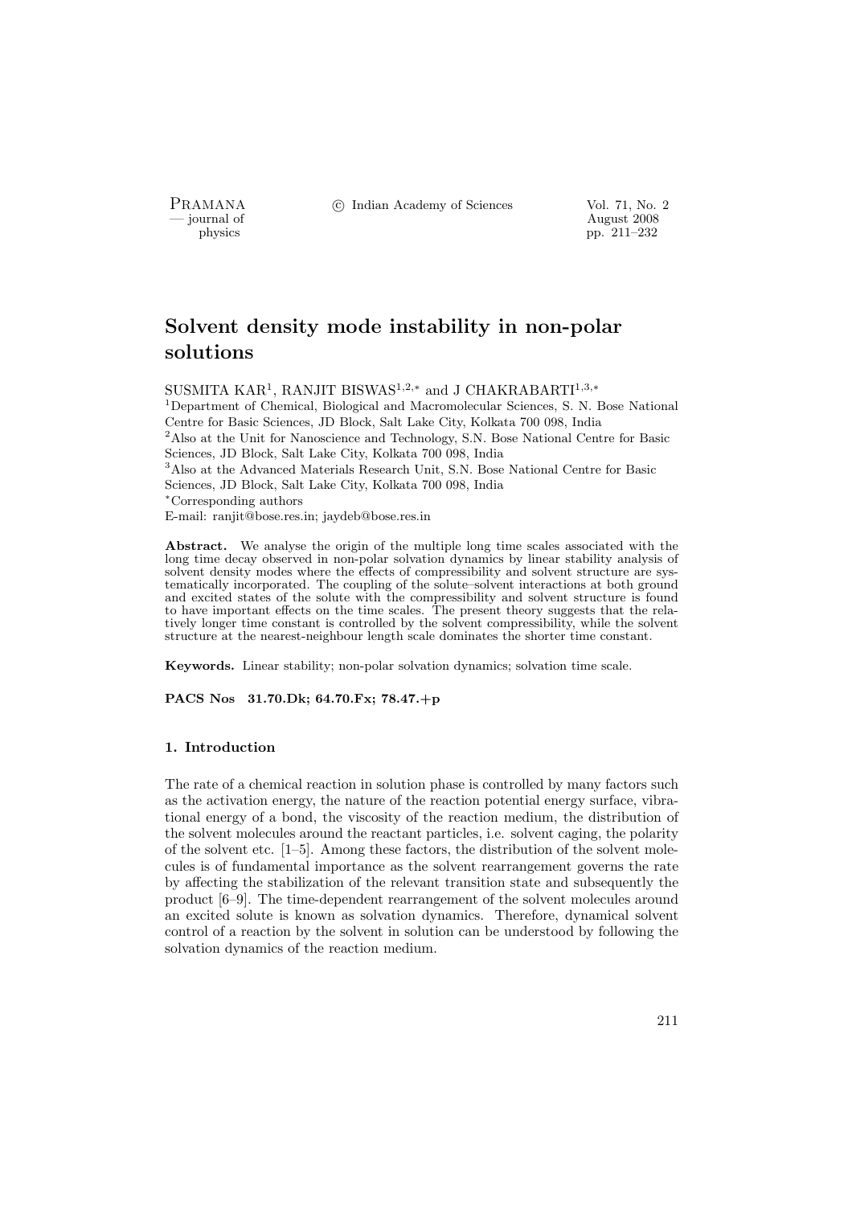# Solvent density mode instability in non-polar solutions

SUSMITA KAR[1], RANJIT BISWAS[1,2,*] and J CHAKRABARTI[1,3,*]

[1]Department of Chemical, Biological and Macromolecular Sciences, S. N. Bose National Centre for Basic Sciences, JD Block, Salt Lake City, Kolkata 700 098, India

[2]Also at the Unit for Nanoscience and Technology, S.N. Bose National Centre for Basic Sciences, JD Block, Salt Lake City, Kolkata 700 098, India

[3]Also at the Advanced Materials Research Unit, S.N. Bose National Centre for Basic Sciences, JD Block, Salt Lake City, Kolkata 700 098, India

[*]Corresponding authors

E-mail: ranjit@bose.res.in; jaydeb@bose.res.in

**Abstract.** We analyse the origin of the multiple long time scales associated with the long time decay observed in non-polar solvation dynamics by linear stability analysis of solvent density modes where the effects of compressibility and solvent structure are systematically incorporated. The coupling of the solute–solvent interactions at both ground and excited states of the solute with the compressibility and solvent structure is found to have important effects on the time scales. The present theory suggests that the relatively longer time constant is controlled by the solvent compressibility, while the solvent structure at the nearest-neighbour length scale dominates the shorter time constant.

**Keywords.** Linear stability; non-polar solvation dynamics; solvation time scale.

**PACS Nos 31.70.Dk; 64.70.Fx; 78.47.+p**

## 1. Introduction

The rate of a chemical reaction in solution phase is controlled by many factors such as the activation energy, the nature of the reaction potential energy surface, vibrational energy of a bond, the viscosity of the reaction medium, the distribution of the solvent molecules around the reactant particles, i.e. solvent caging, the polarity of the solvent etc. [1–5]. Among these factors, the distribution of the solvent molecules is of fundamental importance as the solvent rearrangement governs the rate by affecting the stabilization of the relevant transition state and subsequently the product [6–9]. The time-dependent rearrangement of the solvent molecules around an excited solute is known as solvation dynamics. Therefore, dynamical solvent control of a reaction by the solvent in solution can be understood by following the solvation dynamics of the reaction medium.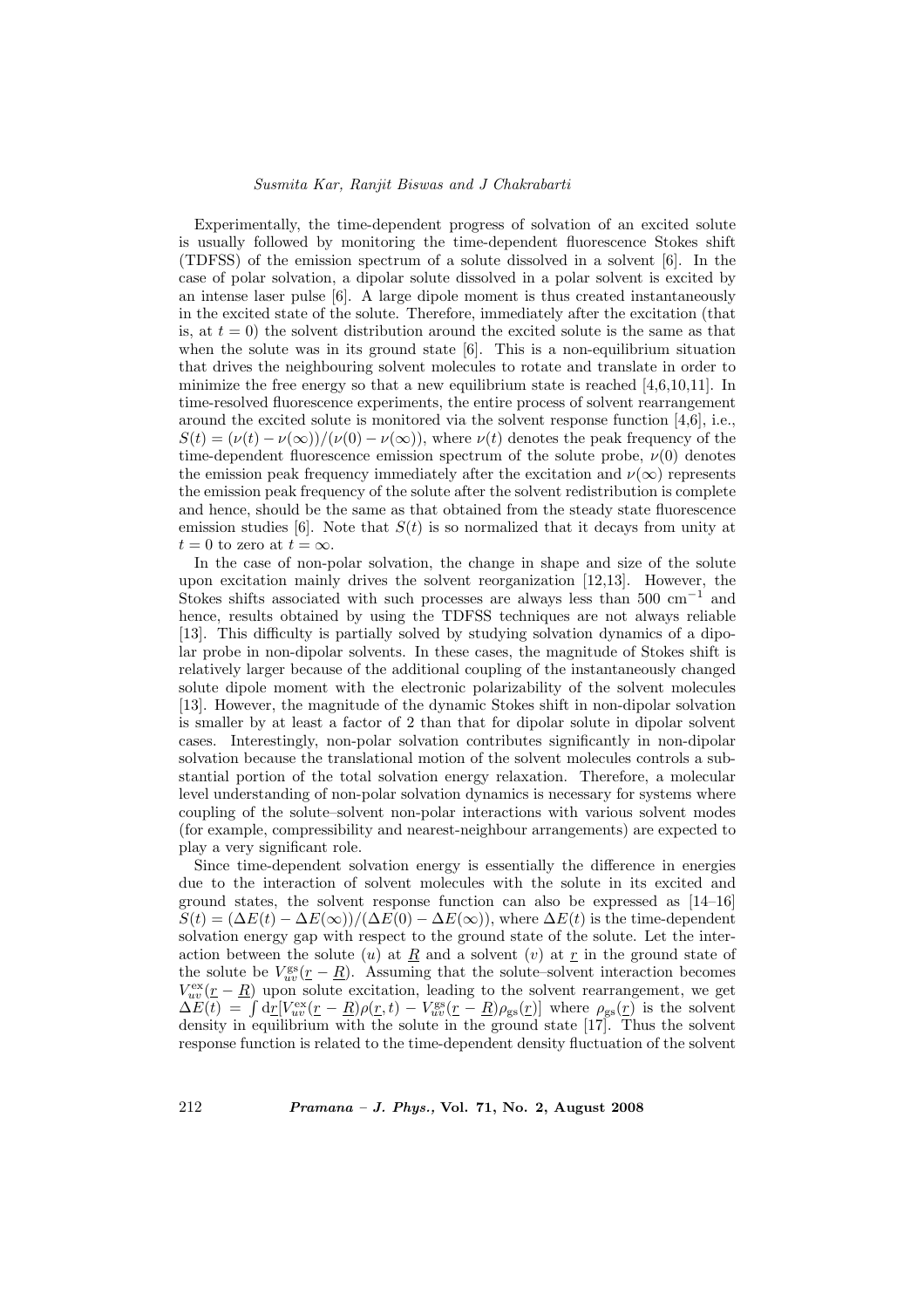Experimentally, the time-dependent progress of solvation of an excited solute is usually followed by monitoring the time-dependent fluorescence Stokes shift (TDFSS) of the emission spectrum of a solute dissolved in a solvent [6]. In the case of polar solvation, a dipolar solute dissolved in a polar solvent is excited by an intense laser pulse [6]. A large dipole moment is thus created instantaneously in the excited state of the solute. Therefore, immediately after the excitation (that is, at $t = 0$) the solvent distribution around the excited solute is the same as that when the solute was in its ground state [6]. This is a non-equilibrium situation that drives the neighbouring solvent molecules to rotate and translate in order to minimize the free energy so that a new equilibrium state is reached [4,6,10,11]. In time-resolved fluorescence experiments, the entire process of solvent rearrangement around the excited solute is monitored via the solvent response function [4,6], i.e., $S(t) = (\nu(t) - \nu(\infty))/(\nu(0) - \nu(\infty))$, where $\nu(t)$ denotes the peak frequency of the time-dependent fluorescence emission spectrum of the solute probe, $\nu(0)$ denotes the emission peak frequency immediately after the excitation and $\nu(\infty)$ represents the emission peak frequency of the solute after the solvent redistribution is complete and hence, should be the same as that obtained from the steady state fluorescence emission studies [6]. Note that $S(t)$ is so normalized that it decays from unity at $t = 0$ to zero at $t = \infty$.

In the case of non-polar solvation, the change in shape and size of the solute upon excitation mainly drives the solvent reorganization [12,13]. However, the Stokes shifts associated with such processes are always less than 500 $\text{cm}^{-1}$ and hence, results obtained by using the TDFSS techniques are not always reliable [13]. This difficulty is partially solved by studying solvation dynamics of a dipolar probe in non-dipolar solvents. In these cases, the magnitude of Stokes shift is relatively larger because of the additional coupling of the instantaneously changed solute dipole moment with the electronic polarizability of the solvent molecules [13]. However, the magnitude of the dynamic Stokes shift in non-dipolar solvation is smaller by at least a factor of 2 than that for dipolar solute in dipolar solvent cases. Interestingly, non-polar solvation contributes significantly in non-dipolar solvation because the translational motion of the solvent molecules controls a substantial portion of the total solvation energy relaxation. Therefore, a molecular level understanding of non-polar solvation dynamics is necessary for systems where coupling of the solute–solvent non-polar interactions with various solvent modes (for example, compressibility and nearest-neighbour arrangements) are expected to play a very significant role.

Since time-dependent solvation energy is essentially the difference in energies due to the interaction of solvent molecules with the solute in its excited and ground states, the solvent response function can also be expressed as [14–16] $S(t) = (\Delta E(t) - \Delta E(\infty))/(\Delta E(0) - \Delta E(\infty))$, where $\Delta E(t)$ is the time-dependent solvation energy gap with respect to the ground state of the solute. Let the interaction between the solute ($u$) at $\underline{R}$ and a solvent ($v$) at $\underline{r}$ in the ground state of the solute be $V_{uv}^{\text{gs}}(\underline{r} - \underline{R})$. Assuming that the solute–solvent interaction becomes $V_{uv}^{\text{ex}}(\underline{r} - \underline{R})$ upon solute excitation, leading to the solvent rearrangement, we get $\Delta E(t) = \int \mathrm{d}\underline{r}[V_{uv}^{\text{ex}}(\underline{r} - \underline{R})\rho(\underline{r}, t) - V_{uv}^{\text{gs}}(\underline{r} - \underline{R})\rho_{\text{gs}}(\underline{r})]$ where $\rho_{\text{gs}}(\underline{r})$ is the solvent density in equilibrium with the solute in the ground state [17]. Thus the solvent response function is related to the time-dependent density fluctuation of the solvent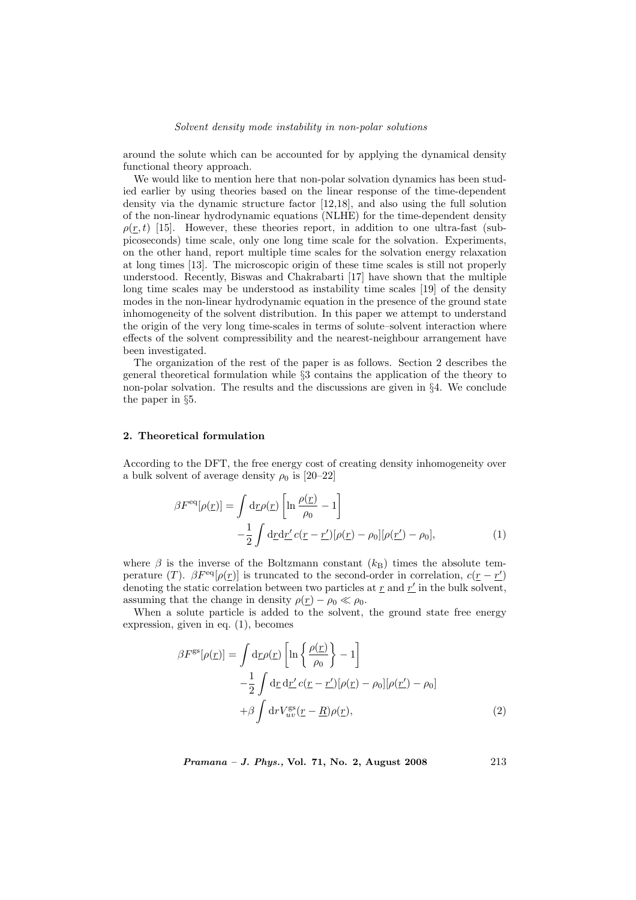around the solute which can be accounted for by applying the dynamical density functional theory approach.

We would like to mention here that non-polar solvation dynamics has been studied earlier by using theories based on the linear response of the time-dependent density via the dynamic structure factor [12,18], and also using the full solution of the non-linear hydrodynamic equations (NLHE) for the time-dependent density $\rho(\underline{r}, t)$ [15]. However, these theories report, in addition to one ultra-fast (sub-picoseconds) time scale, only one long time scale for the solvation. Experiments, on the other hand, report multiple time scales for the solvation energy relaxation at long times [13]. The microscopic origin of these time scales is still not properly understood. Recently, Biswas and Chakrabarti [17] have shown that the multiple long time scales may be understood as instability time scales [19] of the density modes in the non-linear hydrodynamic equation in the presence of the ground state inhomogeneity of the solvent distribution. In this paper we attempt to understand the origin of the very long time-scales in terms of solute–solvent interaction where effects of the solvent compressibility and the nearest-neighbour arrangement have been investigated.

The organization of the rest of the paper is as follows. Section 2 describes the general theoretical formulation while §3 contains the application of the theory to non-polar solvation. The results and the discussions are given in §4. We conclude the paper in §5.

## 2. Theoretical formulation

According to the DFT, the free energy cost of creating density inhomogeneity over a bulk solvent of average density $\rho_0$ is [20–22]

$$\beta F^{\text{eq}}[\rho(\underline{r})] = \int \mathrm{d}\underline{r}\rho(\underline{r})\left[\ln\frac{\rho(\underline{r})}{\rho_0} - 1\right] - \frac{1}{2}\int \mathrm{d}\underline{r}\mathrm{d}\underline{r}'\, c(\underline{r}-\underline{r}')[\rho(\underline{r})-\rho_0][\rho(\underline{r}')-\rho_0], \tag{1}$$

where $\beta$ is the inverse of the Boltzmann constant ($k_\mathrm{B}$) times the absolute temperature ($T$). $\beta F^{\text{eq}}[\rho(\underline{r})]$ is truncated to the second-order in correlation, $c(\underline{r}-\underline{r}')$ denoting the static correlation between two particles at $\underline{r}$ and $\underline{r}'$ in the bulk solvent, assuming that the change in density $\rho(\underline{r}) - \rho_0 \ll \rho_0$.

When a solute particle is added to the solvent, the ground state free energy expression, given in eq. (1), becomes

$$\beta F^{\text{gs}}[\rho(\underline{r})] = \int \mathrm{d}\underline{r}\rho(\underline{r})\left[\ln\left\{\frac{\rho(\underline{r})}{\rho_0}\right\} - 1\right] - \frac{1}{2}\int \mathrm{d}\underline{r}\,\mathrm{d}\underline{r}'\, c(\underline{r}-\underline{r}')[\rho(\underline{r})-\rho_0][\rho(\underline{r}')-\rho_0] + \beta\int \mathrm{d}r V_{uv}^{\text{gs}}(\underline{r}-\underline{R})\rho(\underline{r}), \tag{2}$$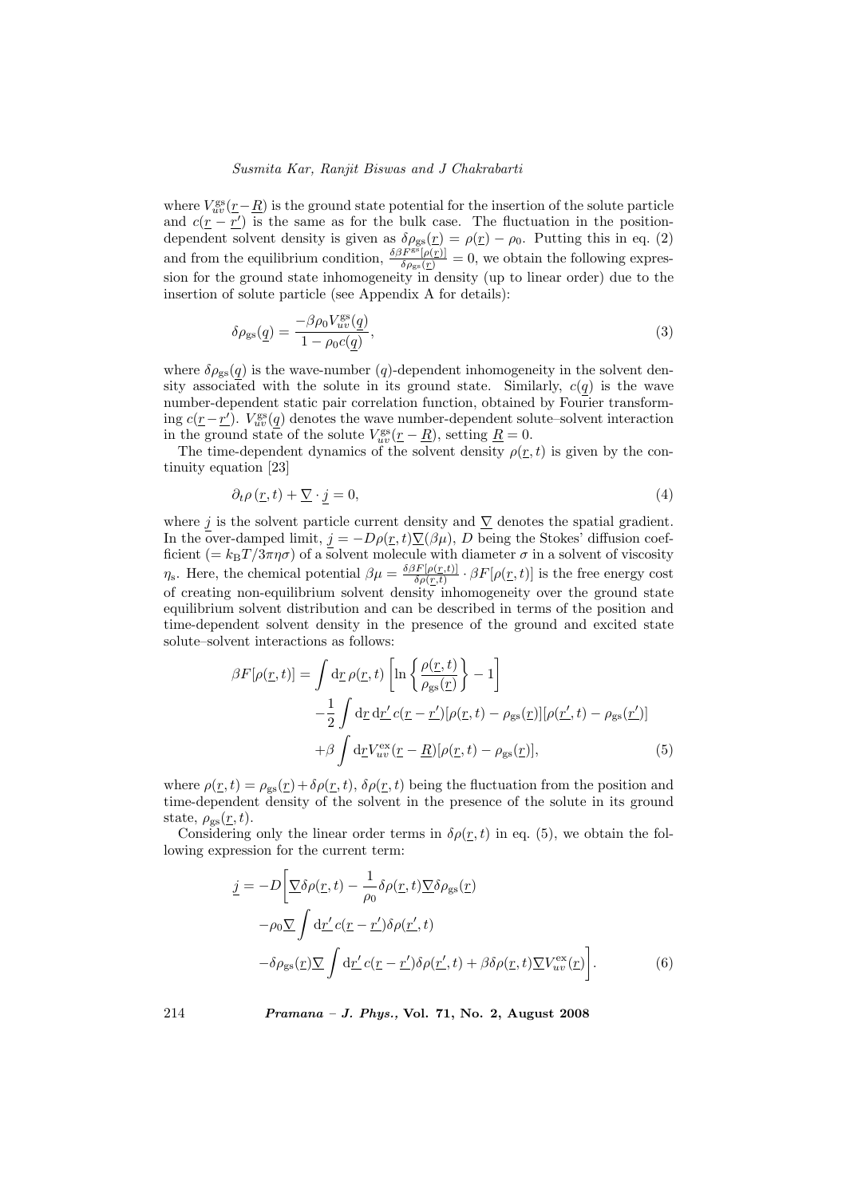where $V_{uv}^{\rm gs}(\underline{r}-\underline{R})$ is the ground state potential for the insertion of the solute particle and $c(\underline{r}-\underline{r}')$ is the same as for the bulk case. The fluctuation in the position-dependent solvent density is given as $\delta\rho_{\rm gs}(\underline{r}) = \rho(\underline{r}) - \rho_0$. Putting this in eq. (2) and from the equilibrium condition, $\frac{\delta\beta F^{\rm gs}[\rho(\underline{r})]}{\delta\rho_{\rm gs}(\underline{r})} = 0$, we obtain the following expression for the ground state inhomogeneity in density (up to linear order) due to the insertion of solute particle (see Appendix A for details):

$$\delta\rho_{\rm gs}(\underline{q}) = \frac{-\beta\rho_0 V_{uv}^{\rm gs}(\underline{q})}{1-\rho_0 c(\underline{q})}, \tag{3}$$

where $\delta\rho_{\rm gs}(\underline{q})$ is the wave-number ($q$)-dependent inhomogeneity in the solvent density associated with the solute in its ground state. Similarly, $c(\underline{q})$ is the wave number-dependent static pair correlation function, obtained by Fourier transforming $c(\underline{r}-\underline{r}')$. $V_{uv}^{\rm gs}(\underline{q})$ denotes the wave number-dependent solute–solvent interaction in the ground state of the solute $V_{uv}^{\rm gs}(\underline{r}-\underline{R})$, setting $\underline{R}=0$.

The time-dependent dynamics of the solvent density $\rho(\underline{r},t)$ is given by the continuity equation [23]

$$\partial_t \rho(\underline{r},t) + \underline{\nabla}\cdot\underline{j} = 0, \tag{4}$$

where $\underline{j}$ is the solvent particle current density and $\underline{\nabla}$ denotes the spatial gradient. In the over-damped limit, $\underline{j} = -D\rho(\underline{r},t)\underline{\nabla}(\beta\mu)$, $D$ being the Stokes' diffusion coefficient $(= k_{\rm B}T/3\pi\eta\sigma)$ of a solvent molecule with diameter $\sigma$ in a solvent of viscosity $\eta_{\rm s}$. Here, the chemical potential $\beta\mu = \frac{\delta\beta F[\rho(\underline{r},t)]}{\delta\rho(\underline{r},t)}\cdot\beta F[\rho(\underline{r},t)]$ is the free energy cost of creating non-equilibrium solvent density inhomogeneity over the ground state equilibrium solvent distribution and can be described in terms of the position and time-dependent solvent density in the presence of the ground and excited state solute–solvent interactions as follows:

$$\begin{aligned}\beta F[\rho(\underline{r},t)] &= \int {\rm d}\underline{r}\,\rho(\underline{r},t)\left[\ln\left\{\frac{\rho(\underline{r},t)}{\rho_{\rm gs}(\underline{r})}\right\}-1\right]\\ &\quad -\frac{1}{2}\int {\rm d}\underline{r}\,{\rm d}\underline{r}'\,c(\underline{r}-\underline{r}')[\rho(\underline{r},t)-\rho_{\rm gs}(\underline{r})][\rho(\underline{r}',t)-\rho_{\rm gs}(\underline{r}')]\\ &\quad +\beta\int {\rm d}\underline{r}V_{uv}^{\rm ex}(\underline{r}-\underline{R})[\rho(\underline{r},t)-\rho_{\rm gs}(\underline{r})],\end{aligned} \tag{5}$$

where $\rho(\underline{r},t) = \rho_{\rm gs}(\underline{r}) + \delta\rho(\underline{r},t)$, $\delta\rho(\underline{r},t)$ being the fluctuation from the position and time-dependent density of the solvent in the presence of the solute in its ground state, $\rho_{\rm gs}(\underline{r},t)$.

Considering only the linear order terms in $\delta\rho(\underline{r},t)$ in eq. (5), we obtain the following expression for the current term:

$$\begin{aligned}\underline{j} = -D\bigg[&\underline{\nabla}\delta\rho(\underline{r},t) - \frac{1}{\rho_0}\delta\rho(\underline{r},t)\underline{\nabla}\delta\rho_{\rm gs}(\underline{r})\\ &-\rho_0\underline{\nabla}\int {\rm d}\underline{r}'\,c(\underline{r}-\underline{r}')\delta\rho(\underline{r}',t)\\ &-\delta\rho_{\rm gs}(\underline{r})\underline{\nabla}\int {\rm d}\underline{r}'\,c(\underline{r}-\underline{r}')\delta\rho(\underline{r}',t) + \beta\delta\rho(\underline{r},t)\underline{\nabla}V_{uv}^{\rm ex}(\underline{r})\bigg].\end{aligned} \tag{6}$$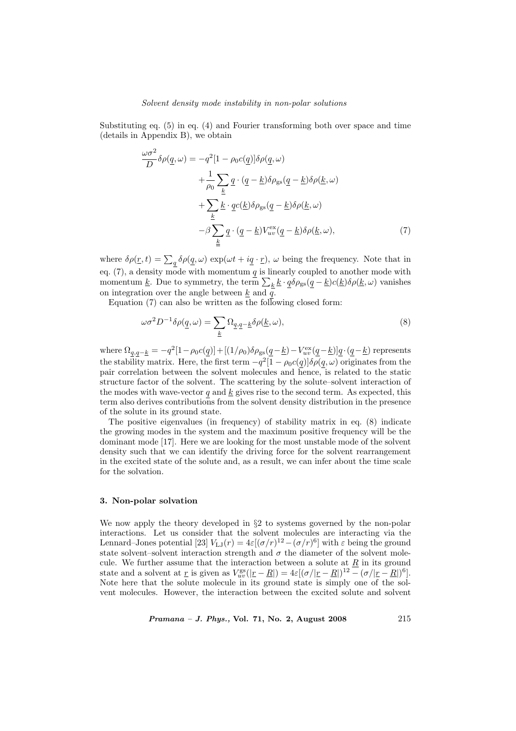Substituting eq. (5) in eq. (4) and Fourier transforming both over space and time (details in Appendix B), we obtain

$$
\begin{aligned}
\frac{\omega\sigma^2}{D}\delta\rho(\underline{q},\omega) = & -q^2[1-\rho_0 c(\underline{q})]\delta\rho(\underline{q},\omega) \\
& + \frac{1}{\rho_0}\sum_{\underline{k}} \underline{q}\cdot(\underline{q}-\underline{k})\delta\rho_{\rm gs}(\underline{q}-\underline{k})\delta\rho(\underline{k},\omega) \\
& + \sum_{\underline{k}} \underline{k}\cdot\underline{q}c(\underline{k})\delta\rho_{\rm gs}(\underline{q}-\underline{k})\delta\rho(\underline{k},\omega) \\
& - \beta\sum_{\underline{k}} \underline{q}\cdot(\underline{q}-\underline{k})V_{uv}^{\rm ex}(\underline{q}-\underline{k})\delta\rho(\underline{k},\omega),
\end{aligned} \tag{7}
$$

where $\delta\rho(\underline{r},t) = \sum_{\underline{q}}\delta\rho(\underline{q},\omega)\exp(\omega t + i\underline{q}\cdot\underline{r})$, $\omega$ being the frequency. Note that in eq. (7), a density mode with momentum $\underline{q}$ is linearly coupled to another mode with momentum $\underline{k}$. Due to symmetry, the term $\sum_{\underline{k}}\underline{k}\cdot\underline{q}\delta\rho_{\rm gs}(\underline{q}-\underline{k})c(\underline{k})\delta\rho(\underline{k},\omega)$ vanishes on integration over the angle between $\underline{k}$ and $\underline{q}$.

Equation (7) can also be written as the following closed form:

$$
\omega\sigma^2 D^{-1}\delta\rho(\underline{q},\omega) = \sum_{\underline{k}}\Omega_{\underline{q},\underline{q}-\underline{k}}\delta\rho(\underline{k},\omega), \tag{8}
$$

where $\Omega_{\underline{q},\underline{q}-\underline{k}} = -q^2[1-\rho_0 c(\underline{q})] + [(1/\rho_0)\delta\rho_{\rm gs}(\underline{q}-\underline{k}) - V_{uv}^{\rm ex}(\underline{q}-\underline{k})]\underline{q}\cdot(\underline{q}-\underline{k})$ represents the stability matrix. Here, the first term $-q^2[1-\rho_0 c(\underline{q})]\delta\rho(\underline{q},\omega)$ originates from the pair correlation between the solvent molecules and hence, is related to the static structure factor of the solvent. The scattering by the solute–solvent interaction of the modes with wave-vector $\underline{q}$ and $\underline{k}$ gives rise to the second term. As expected, this term also derives contributions from the solvent density distribution in the presence of the solute in its ground state.

The positive eigenvalues (in frequency) of stability matrix in eq. (8) indicate the growing modes in the system and the maximum positive frequency will be the dominant mode [17]. Here we are looking for the most unstable mode of the solvent density such that we can identify the driving force for the solvent rearrangement in the excited state of the solute and, as a result, we can infer about the time scale for the solvation.

## 3. Non-polar solvation

We now apply the theory developed in §2 to systems governed by the non-polar interactions. Let us consider that the solvent molecules are interacting via the Lennard–Jones potential [23] $V_{\rm LJ}(r) = 4\varepsilon[(\sigma/r)^{12} - (\sigma/r)^6]$ with $\varepsilon$ being the ground state solvent–solvent interaction strength and $\sigma$ the diameter of the solvent molecule. We further assume that the interaction between a solute at $\underline{R}$ in its ground state and a solvent at $\underline{r}$ is given as $V_{uv}^{\rm gs}(|\underline{r}-\underline{R}|) = 4\varepsilon[(\sigma/|\underline{r}-\underline{R}|)^{12} - (\sigma/|\underline{r}-\underline{R}|)^6]$. Note here that the solute molecule in its ground state is simply one of the solvent molecules. However, the interaction between the excited solute and solvent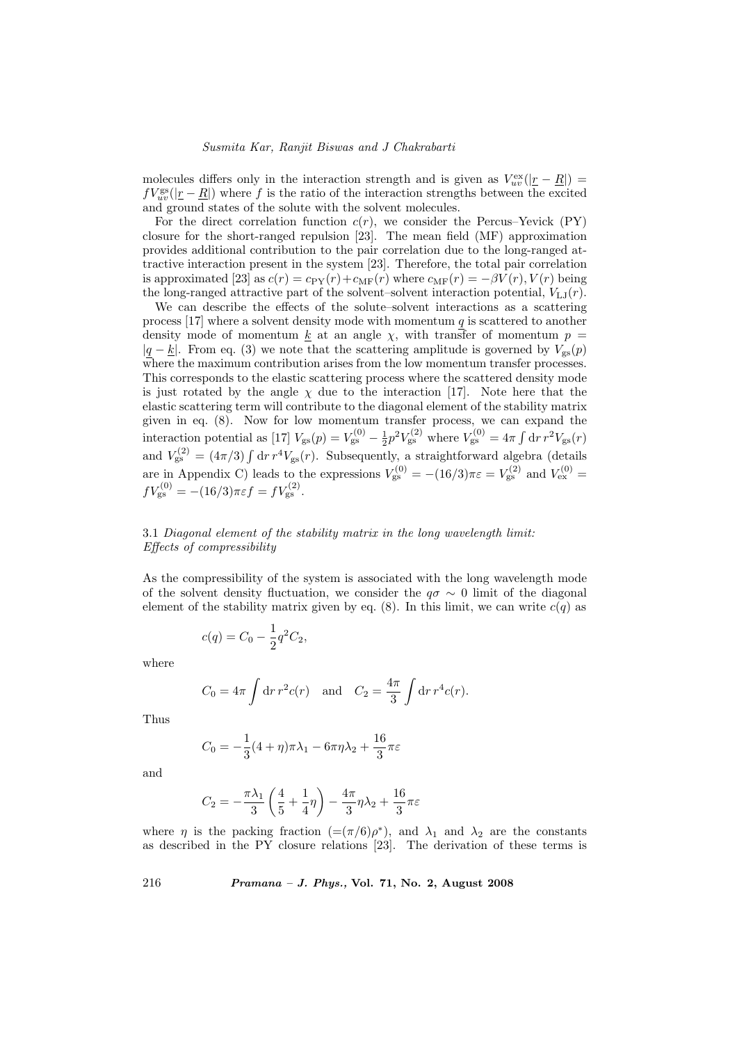molecules differs only in the interaction strength and is given as $V_{uv}^{\rm ex}(|\underline{r} - \underline{R}|) = f V_{uv}^{\rm gs}(|\underline{r} - \underline{R}|)$ where $f$ is the ratio of the interaction strengths between the excited and ground states of the solute with the solvent molecules.

For the direct correlation function $c(r)$, we consider the Percus–Yevick (PY) closure for the short-ranged repulsion [23]. The mean field (MF) approximation provides additional contribution to the pair correlation due to the long-ranged attractive interaction present in the system [23]. Therefore, the total pair correlation is approximated [23] as $c(r) = c_{\rm PY}(r) + c_{\rm MF}(r)$ where $c_{\rm MF}(r) = -\beta V(r), V(r)$ being the long-ranged attractive part of the solvent–solvent interaction potential, $V_{\rm LJ}(r)$.

We can describe the effects of the solute–solvent interactions as a scattering process [17] where a solvent density mode with momentum $\underline{q}$ is scattered to another density mode of momentum $\underline{k}$ at an angle $\chi$, with transfer of momentum $p = |\underline{q} - \underline{k}|$. From eq. (3) we note that the scattering amplitude is governed by $V_{\rm gs}(p)$ where the maximum contribution arises from the low momentum transfer processes. This corresponds to the elastic scattering process where the scattered density mode is just rotated by the angle $\chi$ due to the interaction [17]. Note here that the elastic scattering term will contribute to the diagonal element of the stability matrix given in eq. (8). Now for low momentum transfer process, we can expand the interaction potential as [17] $V_{\rm gs}(p) = V_{\rm gs}^{(0)} - \frac{1}{2}p^2 V_{\rm gs}^{(2)}$ where $V_{\rm gs}^{(0)} = 4\pi \int {\rm d}r\, r^2 V_{\rm gs}(r)$ and $V_{\rm gs}^{(2)} = (4\pi/3)\int {\rm d}r\, r^4 V_{\rm gs}(r)$. Subsequently, a straightforward algebra (details are in Appendix C) leads to the expressions $V_{\rm gs}^{(0)} = -(16/3)\pi\varepsilon = V_{\rm gs}^{(2)}$ and $V_{\rm ex}^{(0)} = f V_{\rm gs}^{(0)} = -(16/3)\pi\varepsilon f = f V_{\rm gs}^{(2)}$.

### 3.1 *Diagonal element of the stability matrix in the long wavelength limit: Effects of compressibility*

As the compressibility of the system is associated with the long wavelength mode of the solvent density fluctuation, we consider the $q\sigma \sim 0$ limit of the diagonal element of the stability matrix given by eq. (8). In this limit, we can write $c(q)$ as

$$c(q) = C_0 - \frac{1}{2}q^2 C_2,$$

where

$$C_0 = 4\pi \int {\rm d}r\, r^2 c(r) \quad \text{and} \quad C_2 = \frac{4\pi}{3}\int {\rm d}r\, r^4 c(r).$$

Thus

$$C_0 = -\frac{1}{3}(4+\eta)\pi\lambda_1 - 6\pi\eta\lambda_2 + \frac{16}{3}\pi\varepsilon$$

and

$$C_2 = -\frac{\pi\lambda_1}{3}\left(\frac{4}{5} + \frac{1}{4}\eta\right) - \frac{4\pi}{3}\eta\lambda_2 + \frac{16}{3}\pi\varepsilon$$

where $\eta$ is the packing fraction $(=(\pi/6)\rho^*)$, and $\lambda_1$ and $\lambda_2$ are the constants as described in the PY closure relations [23]. The derivation of these terms is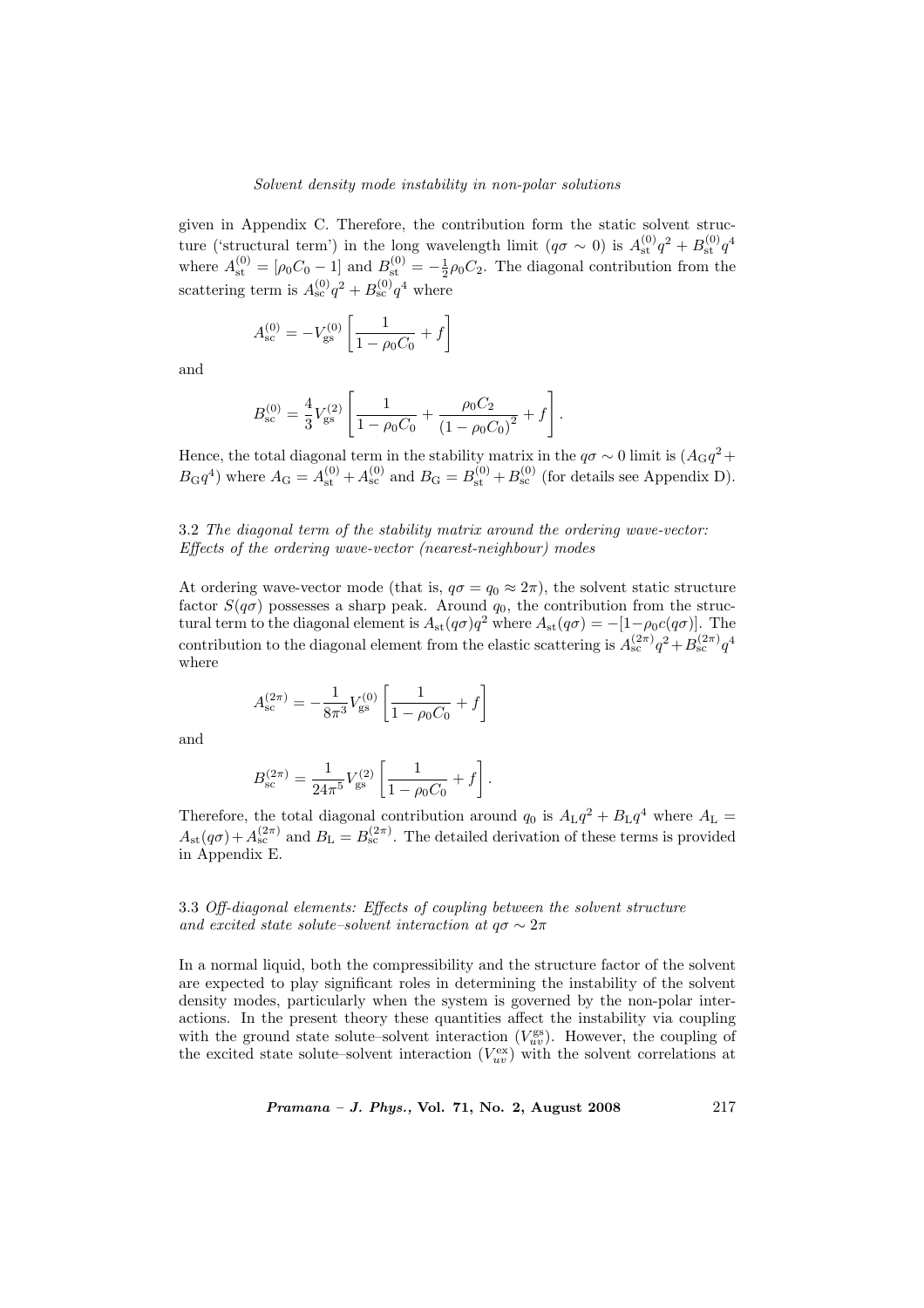given in Appendix C. Therefore, the contribution form the static solvent structure ('structural term') in the long wavelength limit ($q\sigma \sim 0$) is $A_{\rm st}^{(0)} q^2 + B_{\rm st}^{(0)} q^4$ where $A_{\rm st}^{(0)} = [\rho_0 C_0 - 1]$ and $B_{\rm st}^{(0)} = -\frac{1}{2}\rho_0 C_2$. The diagonal contribution from the scattering term is $A_{\rm sc}^{(0)} q^2 + B_{\rm sc}^{(0)} q^4$ where

$$A_{\rm sc}^{(0)} = -V_{\rm gs}^{(0)} \left[ \frac{1}{1-\rho_0 C_0} + f \right]$$

and

$$B_{\rm sc}^{(0)} = \frac{4}{3} V_{\rm gs}^{(2)} \left[ \frac{1}{1-\rho_0 C_0} + \frac{\rho_0 C_2}{(1-\rho_0 C_0)^2} + f \right].$$

Hence, the total diagonal term in the stability matrix in the $q\sigma \sim 0$ limit is $(A_{\rm G} q^2 + B_{\rm G} q^4)$ where $A_{\rm G} = A_{\rm st}^{(0)} + A_{\rm sc}^{(0)}$ and $B_{\rm G} = B_{\rm st}^{(0)} + B_{\rm sc}^{(0)}$ (for details see Appendix D).

### 3.2 *The diagonal term of the stability matrix around the ordering wave-vector: Effects of the ordering wave-vector (nearest-neighbour) modes*

At ordering wave-vector mode (that is, $q\sigma = q_0 \approx 2\pi$), the solvent static structure factor $S(q\sigma)$ possesses a sharp peak. Around $q_0$, the contribution from the structural term to the diagonal element is $A_{\rm st}(q\sigma) q^2$ where $A_{\rm st}(q\sigma) = -[1 - \rho_0 c(q\sigma)]$. The contribution to the diagonal element from the elastic scattering is $A_{\rm sc}^{(2\pi)} q^2 + B_{\rm sc}^{(2\pi)} q^4$ where

$$A_{\rm sc}^{(2\pi)} = -\frac{1}{8\pi^3} V_{\rm gs}^{(0)} \left[ \frac{1}{1-\rho_0 C_0} + f \right]$$

and

$$B_{\rm sc}^{(2\pi)} = \frac{1}{24\pi^5} V_{\rm gs}^{(2)} \left[ \frac{1}{1-\rho_0 C_0} + f \right].$$

Therefore, the total diagonal contribution around $q_0$ is $A_{\rm L} q^2 + B_{\rm L} q^4$ where $A_{\rm L} = A_{\rm st}(q\sigma) + A_{\rm sc}^{(2\pi)}$ and $B_{\rm L} = B_{\rm sc}^{(2\pi)}$. The detailed derivation of these terms is provided in Appendix E.

### 3.3 *Off-diagonal elements: Effects of coupling between the solvent structure and excited state solute–solvent interaction at $q\sigma \sim 2\pi$*

In a normal liquid, both the compressibility and the structure factor of the solvent are expected to play significant roles in determining the instability of the solvent density modes, particularly when the system is governed by the non-polar interactions. In the present theory these quantities affect the instability via coupling with the ground state solute–solvent interaction ($V_{uv}^{\rm gs}$). However, the coupling of the excited state solute–solvent interaction ($V_{uv}^{\rm ex}$) with the solvent correlations at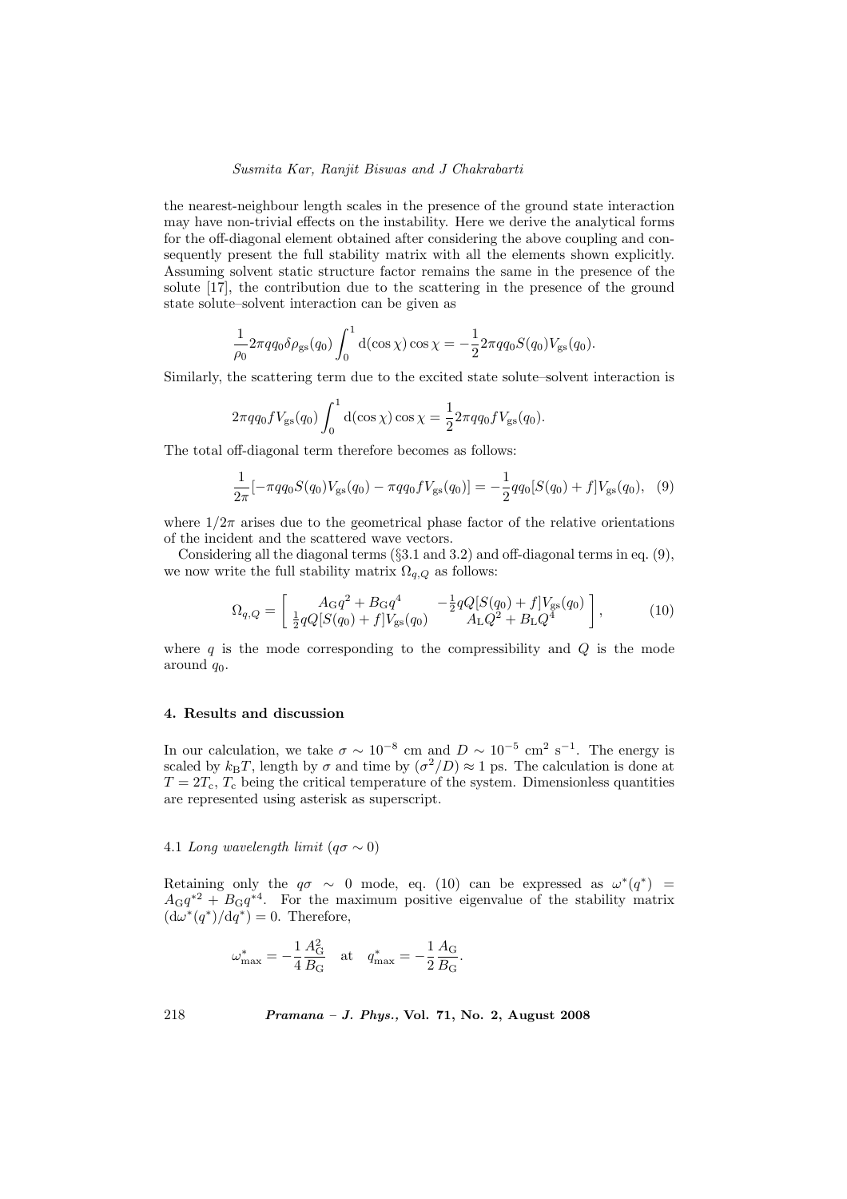the nearest-neighbour length scales in the presence of the ground state interaction may have non-trivial effects on the instability. Here we derive the analytical forms for the off-diagonal element obtained after considering the above coupling and consequently present the full stability matrix with all the elements shown explicitly. Assuming solvent static structure factor remains the same in the presence of the solute [17], the contribution due to the scattering in the presence of the ground state solute–solvent interaction can be given as

$$\frac{1}{\rho_0} 2\pi q q_0 \delta\rho_{\rm gs}(q_0) \int_0^1 {\rm d}(\cos\chi)\cos\chi = -\frac{1}{2} 2\pi q q_0 S(q_0) V_{\rm gs}(q_0).$$

Similarly, the scattering term due to the excited state solute–solvent interaction is

$$2\pi q q_0 f V_{\rm gs}(q_0) \int_0^1 {\rm d}(\cos\chi)\cos\chi = \frac{1}{2} 2\pi q q_0 f V_{\rm gs}(q_0).$$

The total off-diagonal term therefore becomes as follows:

$$\frac{1}{2\pi}[-\pi q q_0 S(q_0) V_{\rm gs}(q_0) - \pi q q_0 f V_{\rm gs}(q_0)] = -\frac{1}{2} q q_0 [S(q_0) + f] V_{\rm gs}(q_0), \quad (9)$$

where $1/2\pi$ arises due to the geometrical phase factor of the relative orientations of the incident and the scattered wave vectors.

Considering all the diagonal terms (§3.1 and 3.2) and off-diagonal terms in eq. (9), we now write the full stability matrix $\Omega_{q,Q}$ as follows:

$$\Omega_{q,Q} = \begin{bmatrix} A_{\rm G} q^2 + B_{\rm G} q^4 & -\frac{1}{2} q Q [S(q_0) + f] V_{\rm gs}(q_0) \\ \frac{1}{2} q Q [S(q_0) + f] V_{\rm gs}(q_0) & A_{\rm L} Q^2 + B_{\rm L} Q^4 \end{bmatrix}, \quad (10)$$

where $q$ is the mode corresponding to the compressibility and $Q$ is the mode around $q_0$.

## 4. Results and discussion

In our calculation, we take $\sigma \sim 10^{-8}$ cm and $D \sim 10^{-5}$ cm$^2$ s$^{-1}$. The energy is scaled by $k_{\rm B}T$, length by $\sigma$ and time by $(\sigma^2/D) \approx 1$ ps. The calculation is done at $T = 2T_{\rm c}$, $T_{\rm c}$ being the critical temperature of the system. Dimensionless quantities are represented using asterisk as superscript.

### 4.1 *Long wavelength limit* ($q\sigma \sim 0$)

Retaining only the $q\sigma \sim 0$ mode, eq. (10) can be expressed as $\omega^*(q^*) = A_{\rm G} q^{*2} + B_{\rm G} q^{*4}$. For the maximum positive eigenvalue of the stability matrix $({\rm d}\omega^*(q^*)/{\rm d}q^*) = 0$. Therefore,

$$\omega^*_{\rm max} = -\frac{1}{4}\frac{A_{\rm G}^2}{B_{\rm G}} \quad \text{at} \quad q^*_{\rm max} = -\frac{1}{2}\frac{A_{\rm G}}{B_{\rm G}}.$$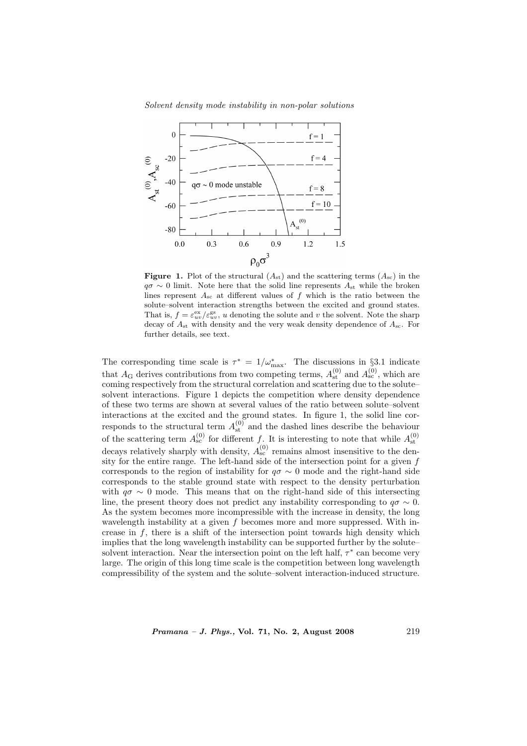**Figure 1.** Plot of the structural ($A_{\rm st}$) and the scattering terms ($A_{\rm sc}$) in the $q\sigma \sim 0$ limit. Note here that the solid line represents $A_{\rm st}$ while the broken lines represent $A_{\rm sc}$ at different values of $f$ which is the ratio between the solute–solvent interaction strengths between the excited and ground states. That is, $f = \varepsilon_{uv}^{\rm ex}/\varepsilon_{uv}^{\rm gs}$, $u$ denoting the solute and $v$ the solvent. Note the sharp decay of $A_{\rm st}$ with density and the very weak density dependence of $A_{\rm sc}$. For further details, see text.

The corresponding time scale is $\tau^* = 1/\omega^*_{\rm max}$. The discussions in §3.1 indicate that $A_{\rm G}$ derives contributions from two competing terms, $A_{\rm st}^{(0)}$ and $A_{\rm sc}^{(0)}$, which are coming respectively from the structural correlation and scattering due to the solute–solvent interactions. Figure 1 depicts the competition where density dependence of these two terms are shown at several values of the ratio between solute–solvent interactions at the excited and the ground states. In figure 1, the solid line corresponds to the structural term $A_{\rm st}^{(0)}$ and the dashed lines describe the behaviour of the scattering term $A_{\rm sc}^{(0)}$ for different $f$. It is interesting to note that while $A_{\rm st}^{(0)}$ decays relatively sharply with density, $A_{\rm sc}^{(0)}$ remains almost insensitive to the density for the entire range. The left-hand side of the intersection point for a given $f$ corresponds to the region of instability for $q\sigma \sim 0$ mode and the right-hand side corresponds to the stable ground state with respect to the density perturbation with $q\sigma \sim 0$ mode. This means that on the right-hand side of this intersecting line, the present theory does not predict any instability corresponding to $q\sigma \sim 0$. As the system becomes more incompressible with the increase in density, the long wavelength instability at a given $f$ becomes more and more suppressed. With increase in $f$, there is a shift of the intersection point towards high density which implies that the long wavelength instability can be supported further by the solute–solvent interaction. Near the intersection point on the left half, $\tau^*$ can become very large. The origin of this long time scale is the competition between long wavelength compressibility of the system and the solute–solvent interaction-induced structure.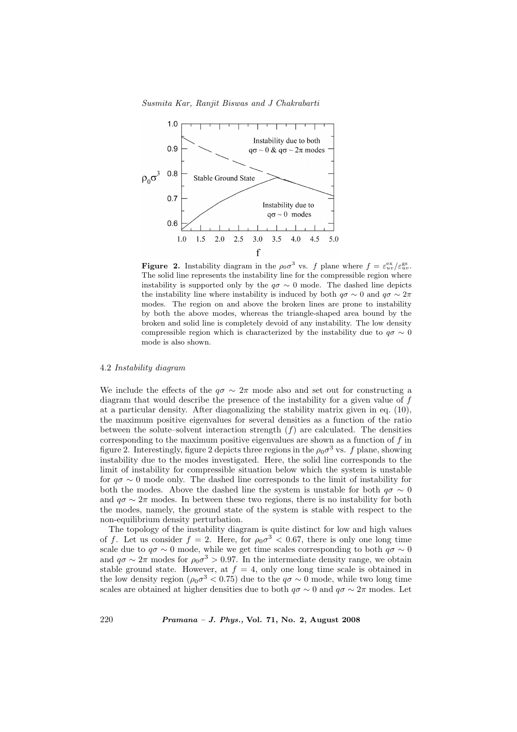**Figure 2.** Instability diagram in the $\rho_0\sigma^3$ vs. $f$ plane where $f = \varepsilon_{uv}^{\mathrm{ex}}/\varepsilon_{uv}^{\mathrm{gs}}$. The solid line represents the instability line for the compressible region where instability is supported only by the $q\sigma \sim 0$ mode. The dashed line depicts the instability line where instability is induced by both $q\sigma \sim 0$ and $q\sigma \sim 2\pi$ modes. The region on and above the broken lines are prone to instability by both the above modes, whereas the triangle-shaped area bound by the broken and solid line is completely devoid of any instability. The low density compressible region which is characterized by the instability due to $q\sigma \sim 0$ mode is also shown.

### 4.2 *Instability diagram*

We include the effects of the $q\sigma \sim 2\pi$ mode also and set out for constructing a diagram that would describe the presence of the instability for a given value of $f$ at a particular density. After diagonalizing the stability matrix given in eq. (10), the maximum positive eigenvalues for several densities as a function of the ratio between the solute–solvent interaction strength ($f$) are calculated. The densities corresponding to the maximum positive eigenvalues are shown as a function of $f$ in figure 2. Interestingly, figure 2 depicts three regions in the $\rho_0\sigma^3$ vs. $f$ plane, showing instability due to the modes investigated. Here, the solid line corresponds to the limit of instability for compressible situation below which the system is unstable for $q\sigma \sim 0$ mode only. The dashed line corresponds to the limit of instability for both the modes. Above the dashed line the system is unstable for both $q\sigma \sim 0$ and $q\sigma \sim 2\pi$ modes. In between these two regions, there is no instability for both the modes, namely, the ground state of the system is stable with respect to the non-equilibrium density perturbation.

The topology of the instability diagram is quite distinct for low and high values of $f$. Let us consider $f = 2$. Here, for $\rho_0\sigma^3 < 0.67$, there is only one long time scale due to $q\sigma \sim 0$ mode, while we get time scales corresponding to both $q\sigma \sim 0$ and $q\sigma \sim 2\pi$ modes for $\rho_0\sigma^3 > 0.97$. In the intermediate density range, we obtain stable ground state. However, at $f = 4$, only one long time scale is obtained in the low density region ($\rho_0\sigma^3 < 0.75$) due to the $q\sigma \sim 0$ mode, while two long time scales are obtained at higher densities due to both $q\sigma \sim 0$ and $q\sigma \sim 2\pi$ modes. Let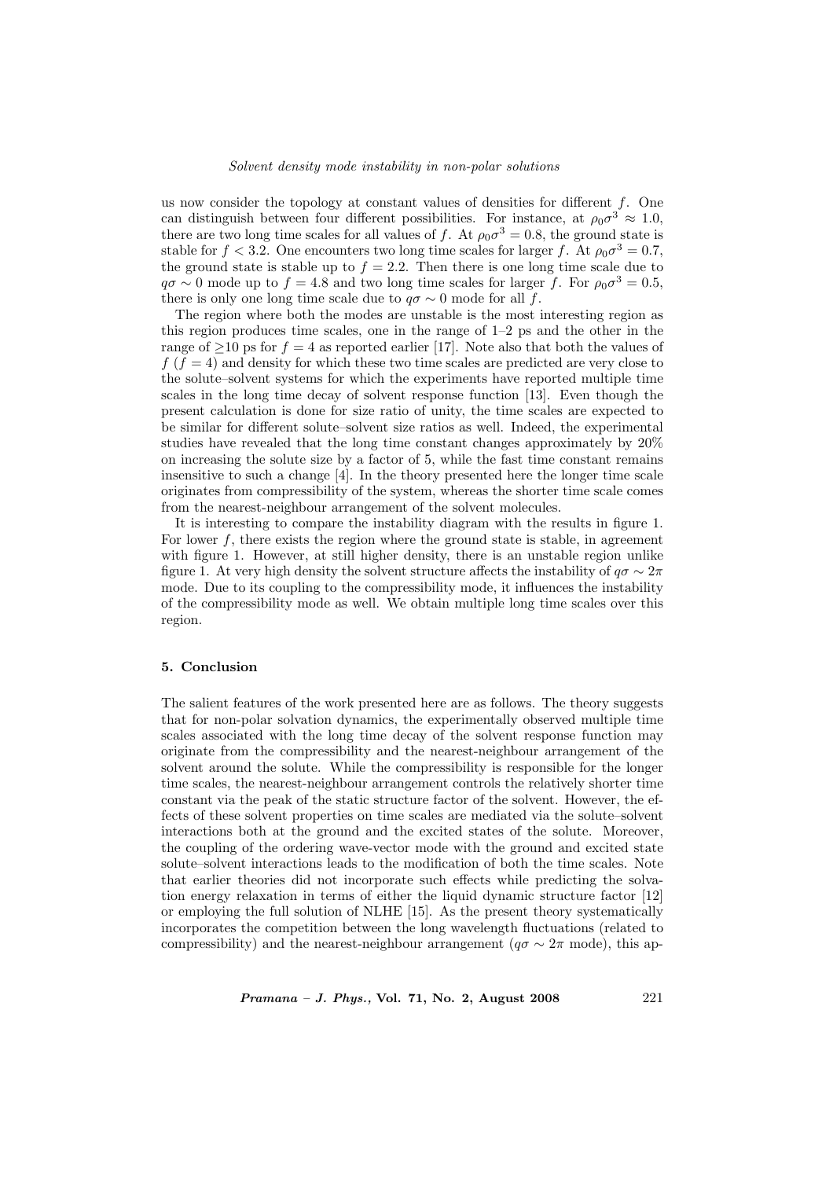us now consider the topology at constant values of densities for different $f$. One can distinguish between four different possibilities. For instance, at $\rho_0\sigma^3 \approx 1.0$, there are two long time scales for all values of $f$. At $\rho_0\sigma^3 = 0.8$, the ground state is stable for $f < 3.2$. One encounters two long time scales for larger $f$. At $\rho_0\sigma^3 = 0.7$, the ground state is stable up to $f = 2.2$. Then there is one long time scale due to $q\sigma \sim 0$ mode up to $f = 4.8$ and two long time scales for larger $f$. For $\rho_0\sigma^3 = 0.5$, there is only one long time scale due to $q\sigma \sim 0$ mode for all $f$.

The region where both the modes are unstable is the most interesting region as this region produces time scales, one in the range of 1–2 ps and the other in the range of $\geq$10 ps for $f = 4$ as reported earlier [17]. Note also that both the values of $f$ ($f = 4$) and density for which these two time scales are predicted are very close to the solute–solvent systems for which the experiments have reported multiple time scales in the long time decay of solvent response function [13]. Even though the present calculation is done for size ratio of unity, the time scales are expected to be similar for different solute–solvent size ratios as well. Indeed, the experimental studies have revealed that the long time constant changes approximately by 20% on increasing the solute size by a factor of 5, while the fast time constant remains insensitive to such a change [4]. In the theory presented here the longer time scale originates from compressibility of the system, whereas the shorter time scale comes from the nearest-neighbour arrangement of the solvent molecules.

It is interesting to compare the instability diagram with the results in figure 1. For lower $f$, there exists the region where the ground state is stable, in agreement with figure 1. However, at still higher density, there is an unstable region unlike figure 1. At very high density the solvent structure affects the instability of $q\sigma \sim 2\pi$ mode. Due to its coupling to the compressibility mode, it influences the instability of the compressibility mode as well. We obtain multiple long time scales over this region.

## 5. Conclusion

The salient features of the work presented here are as follows. The theory suggests that for non-polar solvation dynamics, the experimentally observed multiple time scales associated with the long time decay of the solvent response function may originate from the compressibility and the nearest-neighbour arrangement of the solvent around the solute. While the compressibility is responsible for the longer time scales, the nearest-neighbour arrangement controls the relatively shorter time constant via the peak of the static structure factor of the solvent. However, the effects of these solvent properties on time scales are mediated via the solute–solvent interactions both at the ground and the excited states of the solute. Moreover, the coupling of the ordering wave-vector mode with the ground and excited state solute–solvent interactions leads to the modification of both the time scales. Note that earlier theories did not incorporate such effects while predicting the solvation energy relaxation in terms of either the liquid dynamic structure factor [12] or employing the full solution of NLHE [15]. As the present theory systematically incorporates the competition between the long wavelength fluctuations (related to compressibility) and the nearest-neighbour arrangement ($q\sigma \sim 2\pi$ mode), this ap-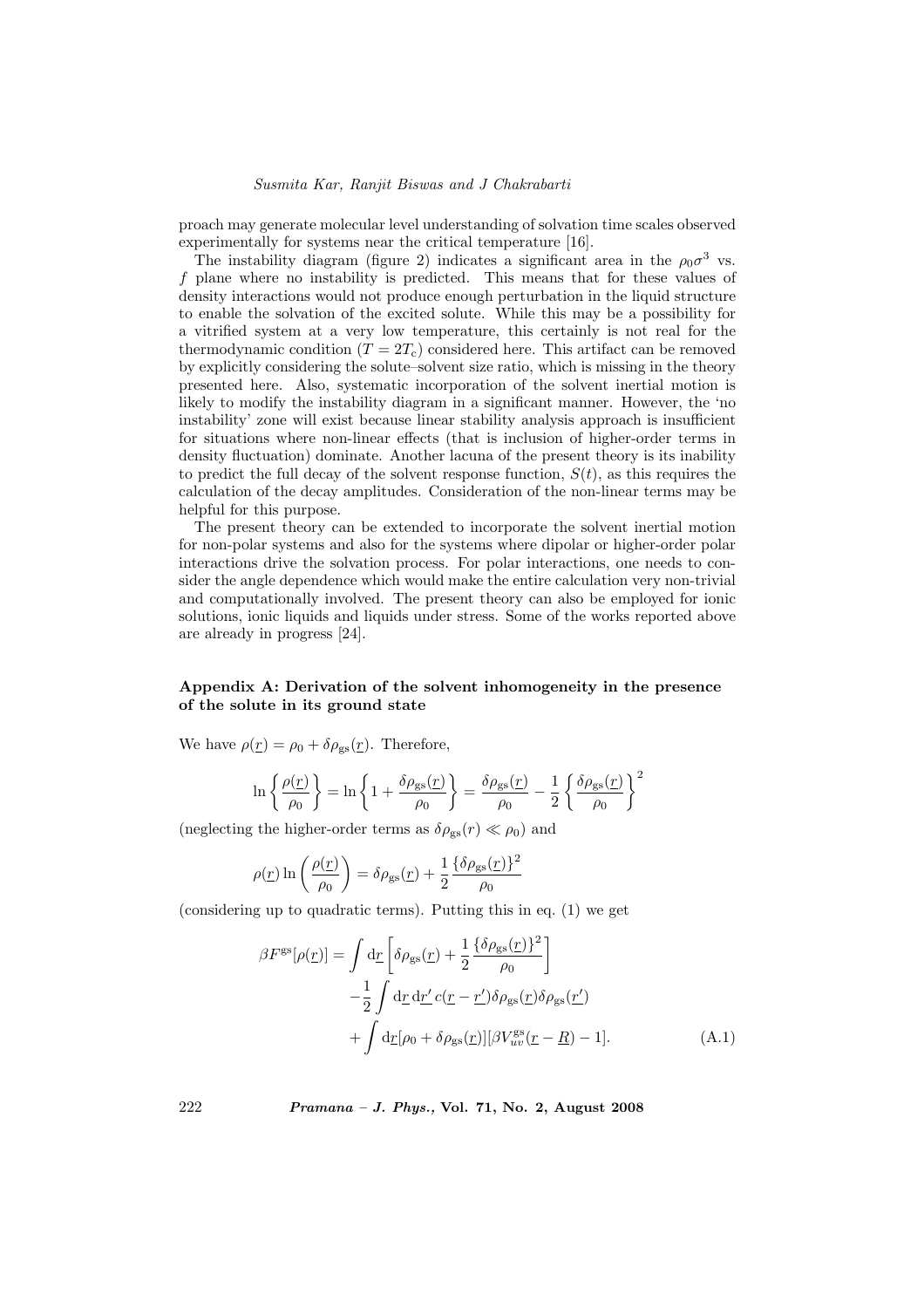proach may generate molecular level understanding of solvation time scales observed experimentally for systems near the critical temperature [16].

The instability diagram (figure 2) indicates a significant area in the $\rho_0\sigma^3$ vs. $f$ plane where no instability is predicted. This means that for these values of density interactions would not produce enough perturbation in the liquid structure to enable the solvation of the excited solute. While this may be a possibility for a vitrified system at a very low temperature, this certainly is not real for the thermodynamic condition ($T = 2T_{\rm c}$) considered here. This artifact can be removed by explicitly considering the solute–solvent size ratio, which is missing in the theory presented here. Also, systematic incorporation of the solvent inertial motion is likely to modify the instability diagram in a significant manner. However, the 'no instability' zone will exist because linear stability analysis approach is insufficient for situations where non-linear effects (that is inclusion of higher-order terms in density fluctuation) dominate. Another lacuna of the present theory is its inability to predict the full decay of the solvent response function, $S(t)$, as this requires the calculation of the decay amplitudes. Consideration of the non-linear terms may be helpful for this purpose.

The present theory can be extended to incorporate the solvent inertial motion for non-polar systems and also for the systems where dipolar or higher-order polar interactions drive the solvation process. For polar interactions, one needs to consider the angle dependence which would make the entire calculation very non-trivial and computationally involved. The present theory can also be employed for ionic solutions, ionic liquids and liquids under stress. Some of the works reported above are already in progress [24].

### Appendix A: Derivation of the solvent inhomogeneity in the presence of the solute in its ground state

We have $\rho(\underline{r}) = \rho_0 + \delta\rho_{\rm gs}(\underline{r})$. Therefore,

$$\ln\left\{\frac{\rho(\underline{r})}{\rho_0}\right\} = \ln\left\{1 + \frac{\delta\rho_{\rm gs}(\underline{r})}{\rho_0}\right\} = \frac{\delta\rho_{\rm gs}(\underline{r})}{\rho_0} - \frac{1}{2}\left\{\frac{\delta\rho_{\rm gs}(\underline{r})}{\rho_0}\right\}^2$$

(neglecting the higher-order terms as $\delta\rho_{\rm gs}(r) \ll \rho_0$) and

$$\rho(\underline{r})\ln\left(\frac{\rho(\underline{r})}{\rho_0}\right) = \delta\rho_{\rm gs}(\underline{r}) + \frac{1}{2}\frac{\{\delta\rho_{\rm gs}(\underline{r})\}^2}{\rho_0}$$

(considering up to quadratic terms). Putting this in eq. (1) we get

$$\begin{aligned}
\beta F^{\rm gs}[\rho(\underline{r})] = {} & \int {\rm d}\underline{r}\left[\delta\rho_{\rm gs}(\underline{r}) + \frac{1}{2}\frac{\{\delta\rho_{\rm gs}(\underline{r})\}^2}{\rho_0}\right] \\
& - \frac{1}{2}\int {\rm d}\underline{r}\,{\rm d}\underline{r}'\,c(\underline{r} - \underline{r}')\delta\rho_{\rm gs}(\underline{r})\delta\rho_{\rm gs}(\underline{r}') \\
& + \int {\rm d}\underline{r}[\rho_0 + \delta\rho_{\rm gs}(\underline{r})][\beta V_{uv}^{\rm gs}(\underline{r} - \underline{R}) - 1].
\end{aligned} \tag{A.1}$$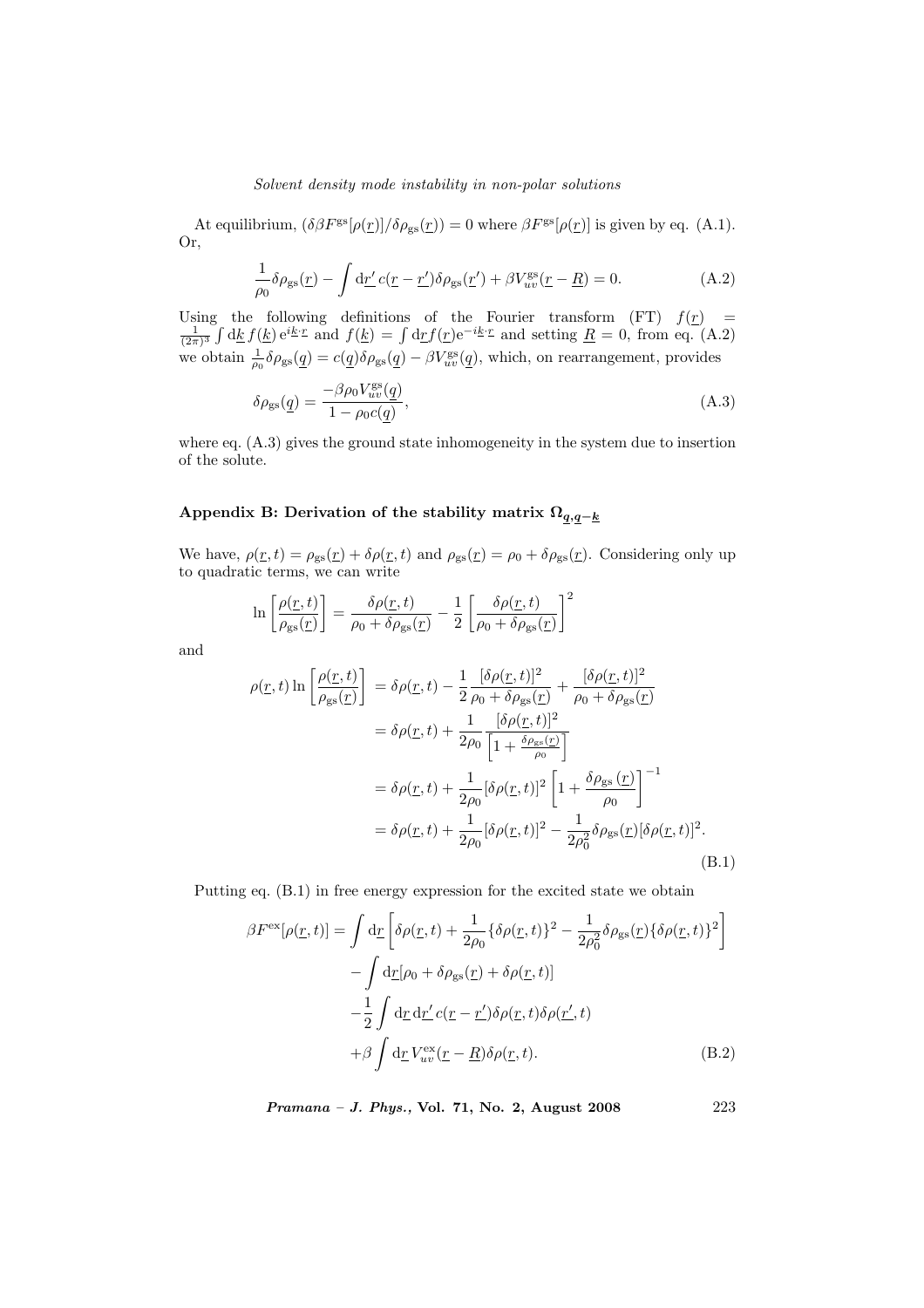At equilibrium, $(\delta \beta F^{\mathrm{gs}}[\rho(\underline{r})]/\delta\rho_{\mathrm{gs}}(\underline{r})) = 0$ where $\beta F^{\mathrm{gs}}[\rho(\underline{r})]$ is given by eq. (A.1). Or,

$$\frac{1}{\rho_0}\delta\rho_{\mathrm{gs}}(\underline{r}) - \int \mathrm{d}\underline{r}'\, c(\underline{r}-\underline{r}')\delta\rho_{\mathrm{gs}}(\underline{r}') + \beta V_{uv}^{\mathrm{gs}}(\underline{r}-\underline{R}) = 0. \tag{A.2}$$

Using the following definitions of the Fourier transform (FT) $f(\underline{r}) = \frac{1}{(2\pi)^3}\int \mathrm{d}\underline{k}\, f(\underline{k})\, \mathrm{e}^{i\underline{k}\cdot\underline{r}}$ and $f(\underline{k}) = \int \mathrm{d}\underline{r} f(\underline{r})\mathrm{e}^{-i\underline{k}\cdot\underline{r}}$ and setting $\underline{R}=0$, from eq. (A.2) we obtain $\frac{1}{\rho_0}\delta\rho_{\mathrm{gs}}(\underline{q}) = c(\underline{q})\delta\rho_{\mathrm{gs}}(\underline{q}) - \beta V_{uv}^{\mathrm{gs}}(\underline{q})$, which, on rearrangement, provides

$$\delta\rho_{\mathrm{gs}}(\underline{q}) = \frac{-\beta\rho_0 V_{uv}^{\mathrm{gs}}(\underline{q})}{1-\rho_0 c(\underline{q})}, \tag{A.3}$$

where eq. (A.3) gives the ground state inhomogeneity in the system due to insertion of the solute.

## Appendix B: Derivation of the stability matrix $\Omega_{\underline{q},\underline{q}-\underline{k}}$

We have, $\rho(\underline{r},t) = \rho_{\mathrm{gs}}(\underline{r}) + \delta\rho(\underline{r},t)$ and $\rho_{\mathrm{gs}}(\underline{r}) = \rho_0 + \delta\rho_{\mathrm{gs}}(\underline{r})$. Considering only up to quadratic terms, we can write

$$\ln\left[\frac{\rho(\underline{r},t)}{\rho_{\mathrm{gs}}(\underline{r})}\right] = \frac{\delta\rho(\underline{r},t)}{\rho_0+\delta\rho_{\mathrm{gs}}(\underline{r})} - \frac{1}{2}\left[\frac{\delta\rho(\underline{r},t)}{\rho_0+\delta\rho_{\mathrm{gs}}(\underline{r})}\right]^2$$

and

$$\begin{aligned}
\rho(\underline{r},t)\ln\left[\frac{\rho(\underline{r},t)}{\rho_{\mathrm{gs}}(\underline{r})}\right] &= \delta\rho(\underline{r},t) - \frac{1}{2}\frac{[\delta\rho(\underline{r},t)]^2}{\rho_0+\delta\rho_{\mathrm{gs}}(\underline{r})} + \frac{[\delta\rho(\underline{r},t)]^2}{\rho_0+\delta\rho_{\mathrm{gs}}(\underline{r})} \\
&= \delta\rho(\underline{r},t) + \frac{1}{2\rho_0}\frac{[\delta\rho(\underline{r},t)]^2}{\left[1+\frac{\delta\rho_{\mathrm{gs}}(\underline{r})}{\rho_0}\right]} \\
&= \delta\rho(\underline{r},t) + \frac{1}{2\rho_0}[\delta\rho(\underline{r},t)]^2\left[1+\frac{\delta\rho_{\mathrm{gs}}(\underline{r})}{\rho_0}\right]^{-1} \\
&= \delta\rho(\underline{r},t) + \frac{1}{2\rho_0}[\delta\rho(\underline{r},t)]^2 - \frac{1}{2\rho_0^2}\delta\rho_{\mathrm{gs}}(\underline{r})[\delta\rho(\underline{r},t)]^2.
\end{aligned} \tag{B.1}$$

Putting eq. (B.1) in free energy expression for the excited state we obtain

$$\begin{aligned}
\beta F^{\mathrm{ex}}[\rho(\underline{r},t)] &= \int \mathrm{d}\underline{r}\left[\delta\rho(\underline{r},t) + \frac{1}{2\rho_0}\{\delta\rho(\underline{r},t)\}^2 - \frac{1}{2\rho_0^2}\delta\rho_{\mathrm{gs}}(\underline{r})\{\delta\rho(\underline{r},t)\}^2\right] \\
&\quad - \int \mathrm{d}\underline{r}[\rho_0 + \delta\rho_{\mathrm{gs}}(\underline{r}) + \delta\rho(\underline{r},t)] \\
&\quad - \frac{1}{2}\int \mathrm{d}\underline{r}\,\mathrm{d}\underline{r}'\, c(\underline{r}-\underline{r}')\delta\rho(\underline{r},t)\delta\rho(\underline{r}',t) \\
&\quad + \beta\int \mathrm{d}\underline{r}\, V_{uv}^{\mathrm{ex}}(\underline{r}-\underline{R})\delta\rho(\underline{r},t).
\end{aligned} \tag{B.2}$$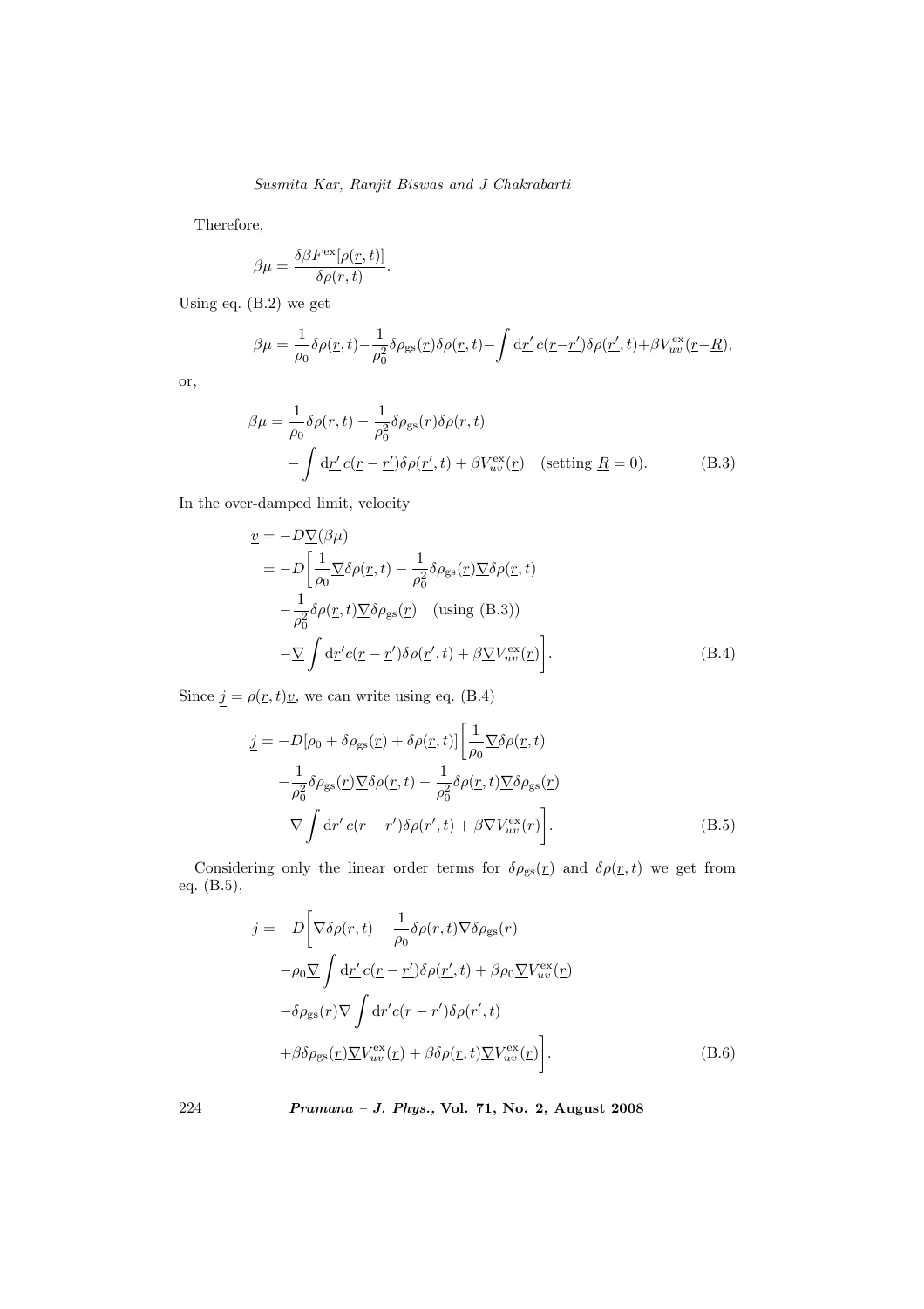Therefore,

$$\beta\mu = \frac{\delta\beta F^{\rm ex}[\rho(\underline{r},t)]}{\delta\rho(\underline{r},t)}.$$

Using eq. (B.2) we get

$$\beta\mu = \frac{1}{\rho_0}\delta\rho(\underline{r},t) - \frac{1}{\rho_0^2}\delta\rho_{\rm gs}(\underline{r})\delta\rho(\underline{r},t) - \int {\rm d}\underline{r}'\, c(\underline{r}-\underline{r}')\delta\rho(\underline{r}',t) + \beta V_{uv}^{\rm ex}(\underline{r}-\underline{R}),$$

or,

$$\begin{aligned}\beta\mu &= \frac{1}{\rho_0}\delta\rho(\underline{r},t) - \frac{1}{\rho_0^2}\delta\rho_{\rm gs}(\underline{r})\delta\rho(\underline{r},t) \\ &\quad - \int {\rm d}\underline{r}'\, c(\underline{r}-\underline{r}')\delta\rho(\underline{r}',t) + \beta V_{uv}^{\rm ex}(\underline{r}) \quad (\text{setting } \underline{R}=0). \end{aligned} \tag{B.3}$$

In the over-damped limit, velocity

$$\begin{aligned}\underline{v} &= -D\underline{\nabla}(\beta\mu) \\ &= -D\bigg[\frac{1}{\rho_0}\underline{\nabla}\delta\rho(\underline{r},t) - \frac{1}{\rho_0^2}\delta\rho_{\rm gs}(\underline{r})\underline{\nabla}\delta\rho(\underline{r},t) \\ &\quad - \frac{1}{\rho_0^2}\delta\rho(\underline{r},t)\underline{\nabla}\delta\rho_{\rm gs}(\underline{r}) \quad (\text{using (B.3)}) \\ &\quad - \underline{\nabla}\int {\rm d}\underline{r}'\, c(\underline{r}-\underline{r}')\delta\rho(\underline{r}',t) + \beta\underline{\nabla}V_{uv}^{\rm ex}(\underline{r})\bigg]. \end{aligned} \tag{B.4}$$

Since $\underline{j} = \rho(\underline{r},t)\underline{v}$, we can write using eq. (B.4)

$$\begin{aligned}\underline{j} &= -D[\rho_0 + \delta\rho_{\rm gs}(\underline{r}) + \delta\rho(\underline{r},t)]\bigg[\frac{1}{\rho_0}\underline{\nabla}\delta\rho(\underline{r},t) \\ &\quad - \frac{1}{\rho_0^2}\delta\rho_{\rm gs}(\underline{r})\underline{\nabla}\delta\rho(\underline{r},t) - \frac{1}{\rho_0^2}\delta\rho(\underline{r},t)\underline{\nabla}\delta\rho_{\rm gs}(\underline{r}) \\ &\quad - \underline{\nabla}\int {\rm d}\underline{r}'\, c(\underline{r}-\underline{r}')\delta\rho(\underline{r}',t) + \beta\nabla V_{uv}^{\rm ex}(\underline{r})\bigg]. \end{aligned} \tag{B.5}$$

Considering only the linear order terms for $\delta\rho_{\rm gs}(\underline{r})$ and $\delta\rho(\underline{r},t)$ we get from eq. (B.5),

$$\begin{aligned} j &= -D\bigg[\underline{\nabla}\delta\rho(\underline{r},t) - \frac{1}{\rho_0}\delta\rho(\underline{r},t)\underline{\nabla}\delta\rho_{\rm gs}(\underline{r}) \\ &\quad - \rho_0\underline{\nabla}\int {\rm d}\underline{r}'\, c(\underline{r}-\underline{r}')\delta\rho(\underline{r}',t) + \beta\rho_0\underline{\nabla}V_{uv}^{\rm ex}(\underline{r}) \\ &\quad - \delta\rho_{\rm gs}(\underline{r})\underline{\nabla}\int {\rm d}\underline{r}' c(\underline{r}-\underline{r}')\delta\rho(\underline{r}',t) \\ &\quad + \beta\delta\rho_{\rm gs}(\underline{r})\underline{\nabla}V_{uv}^{\rm ex}(\underline{r}) + \beta\delta\rho(\underline{r},t)\underline{\nabla}V_{uv}^{\rm ex}(\underline{r})\bigg]. \end{aligned} \tag{B.6}$$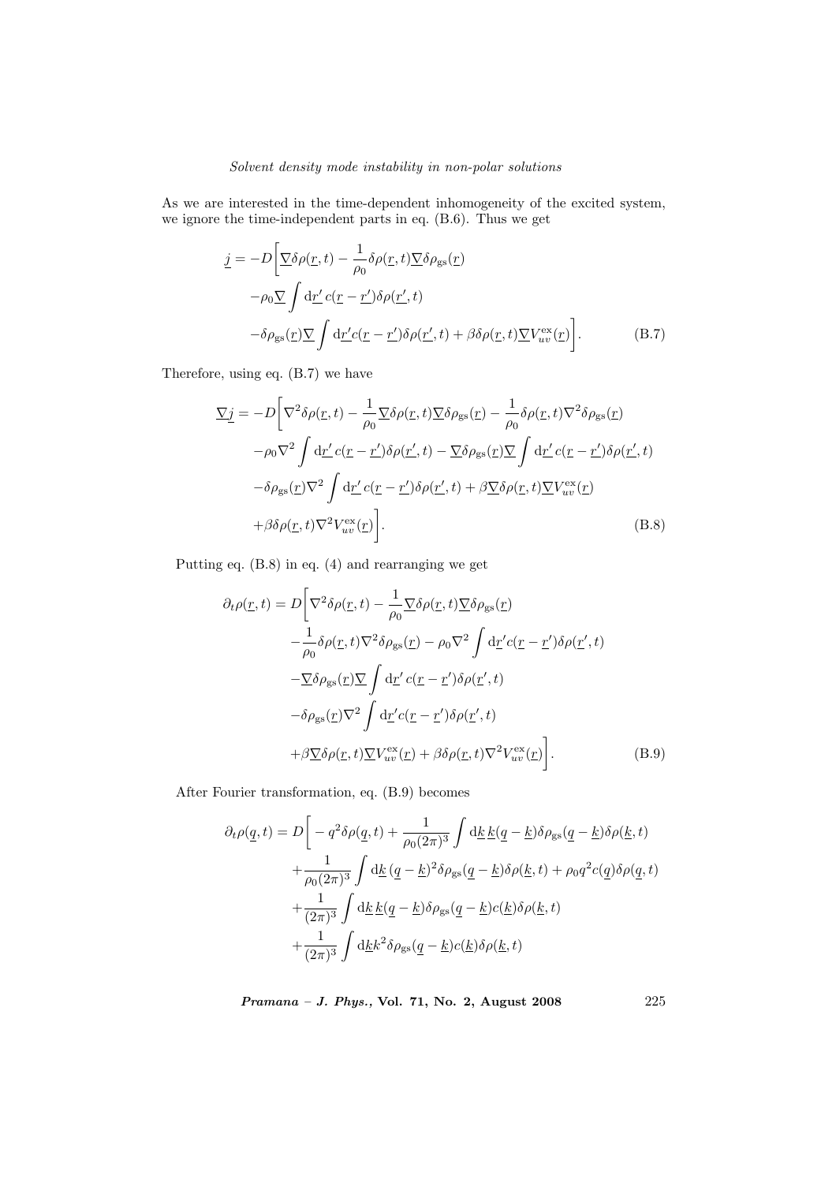As we are interested in the time-dependent inhomogeneity of the excited system, we ignore the time-independent parts in eq. (B.6). Thus we get

$$
\begin{aligned}
\underline{j} = -D\bigg[&\underline{\nabla}\delta\rho(\underline{r},t) - \frac{1}{\rho_0}\delta\rho(\underline{r},t)\underline{\nabla}\delta\rho_{\rm gs}(\underline{r}) \\
&-\rho_0\underline{\nabla}\int {\rm d}\underline{r}'\, c(\underline{r}-\underline{r}')\delta\rho(\underline{r}',t) \\
&-\delta\rho_{\rm gs}(\underline{r})\underline{\nabla}\int {\rm d}\underline{r}' c(\underline{r}-\underline{r}')\delta\rho(\underline{r}',t) + \beta\delta\rho(\underline{r},t)\underline{\nabla}V_{uv}^{\rm ex}(\underline{r})\bigg]. \qquad \text{(B.7)}
\end{aligned}
$$

Therefore, using eq. (B.7) we have

$$
\begin{aligned}
\underline{\nabla}\underline{j} = -D\bigg[&\nabla^2\delta\rho(\underline{r},t) - \frac{1}{\rho_0}\underline{\nabla}\delta\rho(\underline{r},t)\underline{\nabla}\delta\rho_{\rm gs}(\underline{r}) - \frac{1}{\rho_0}\delta\rho(\underline{r},t)\nabla^2\delta\rho_{\rm gs}(\underline{r}) \\
&-\rho_0\nabla^2\int {\rm d}\underline{r}'\, c(\underline{r}-\underline{r}')\delta\rho(\underline{r}',t) - \underline{\nabla}\delta\rho_{\rm gs}(\underline{r})\underline{\nabla}\int {\rm d}\underline{r}'\, c(\underline{r}-\underline{r}')\delta\rho(\underline{r}',t) \\
&-\delta\rho_{\rm gs}(\underline{r})\nabla^2\int {\rm d}\underline{r}'\, c(\underline{r}-\underline{r}')\delta\rho(\underline{r}',t) + \beta\underline{\nabla}\delta\rho(\underline{r},t)\underline{\nabla}V_{uv}^{\rm ex}(\underline{r}) \\
&+\beta\delta\rho(\underline{r},t)\nabla^2 V_{uv}^{\rm ex}(\underline{r})\bigg]. \qquad \text{(B.8)}
\end{aligned}
$$

Putting eq. (B.8) in eq. (4) and rearranging we get

$$
\begin{aligned}
\partial_t\rho(\underline{r},t) = D\bigg[&\nabla^2\delta\rho(\underline{r},t) - \frac{1}{\rho_0}\underline{\nabla}\delta\rho(\underline{r},t)\underline{\nabla}\delta\rho_{\rm gs}(\underline{r}) \\
&-\frac{1}{\rho_0}\delta\rho(\underline{r},t)\nabla^2\delta\rho_{\rm gs}(\underline{r}) - \rho_0\nabla^2\int {\rm d}\underline{r}' c(\underline{r}-\underline{r}')\delta\rho(\underline{r}',t) \\
&-\underline{\nabla}\delta\rho_{\rm gs}(\underline{r})\underline{\nabla}\int {\rm d}\underline{r}'\, c(\underline{r}-\underline{r}')\delta\rho(\underline{r}',t) \\
&-\delta\rho_{\rm gs}(\underline{r})\nabla^2\int {\rm d}\underline{r}' c(\underline{r}-\underline{r}')\delta\rho(\underline{r}',t) \\
&+\beta\underline{\nabla}\delta\rho(\underline{r},t)\underline{\nabla}V_{uv}^{\rm ex}(\underline{r}) + \beta\delta\rho(\underline{r},t)\nabla^2 V_{uv}^{\rm ex}(\underline{r})\bigg]. \qquad \text{(B.9)}
\end{aligned}
$$

After Fourier transformation, eq. (B.9) becomes

$$
\begin{aligned}
\partial_t\rho(\underline{q},t) = D\bigg[&-q^2\delta\rho(\underline{q},t) + \frac{1}{\rho_0(2\pi)^3}\int {\rm d}\underline{k}\,\underline{k}(\underline{q}-\underline{k})\delta\rho_{\rm gs}(\underline{q}-\underline{k})\delta\rho(\underline{k},t) \\
&+\frac{1}{\rho_0(2\pi)^3}\int {\rm d}\underline{k}\,(\underline{q}-\underline{k})^2\delta\rho_{\rm gs}(\underline{q}-\underline{k})\delta\rho(\underline{k},t) + \rho_0 q^2 c(\underline{q})\delta\rho(\underline{q},t) \\
&+\frac{1}{(2\pi)^3}\int {\rm d}\underline{k}\,\underline{k}(\underline{q}-\underline{k})\delta\rho_{\rm gs}(\underline{q}-\underline{k})c(\underline{k})\delta\rho(\underline{k},t) \\
&+\frac{1}{(2\pi)^3}\int {\rm d}\underline{k}k^2\delta\rho_{\rm gs}(\underline{q}-\underline{k})c(\underline{k})\delta\rho(\underline{k},t)
\end{aligned}
$$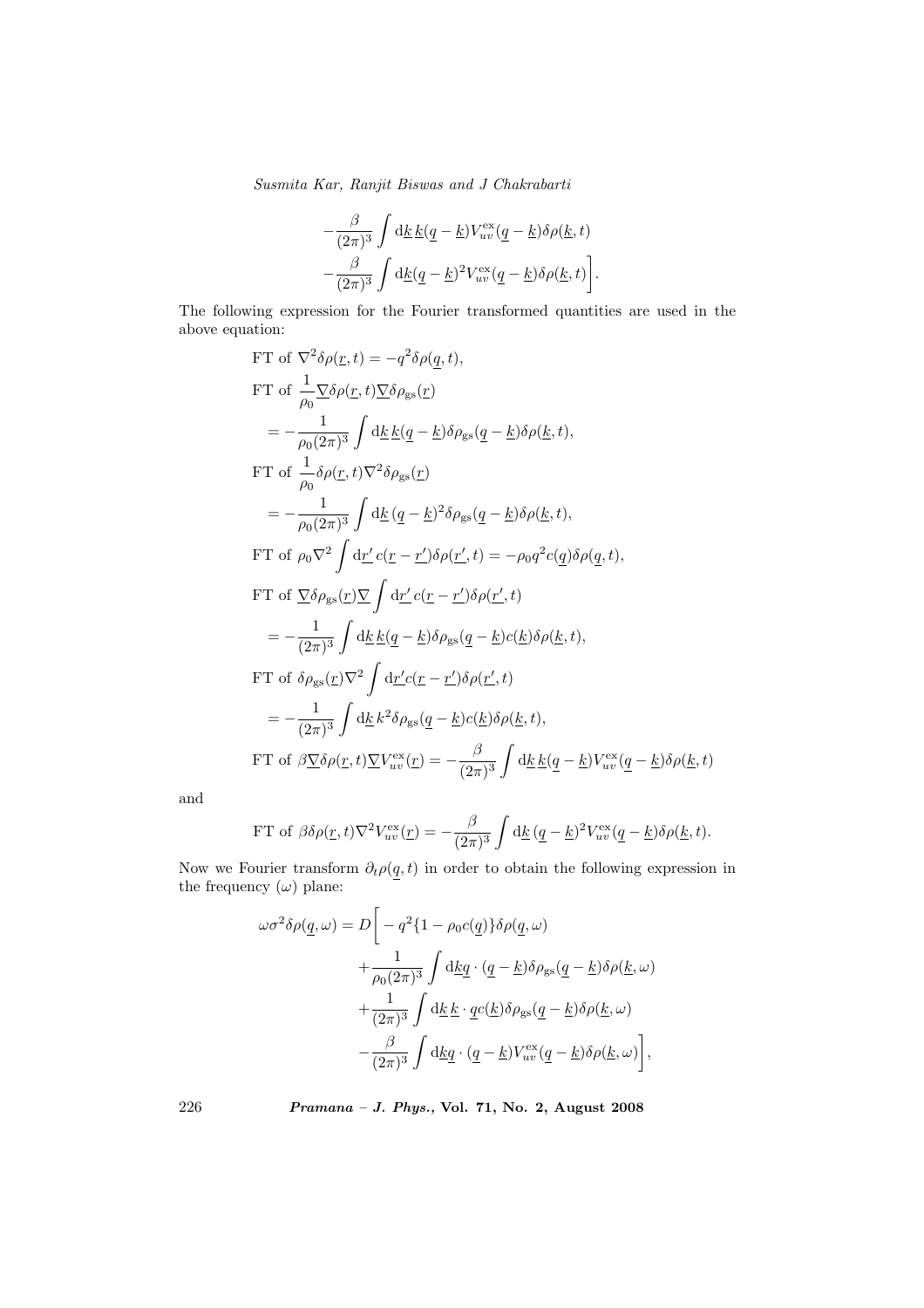$$
-\frac{\beta}{(2\pi)^3}\int \mathrm{d}\underline{k}\,\underline{k}(\underline{q}-\underline{k})V_{uv}^{\mathrm{ex}}(\underline{q}-\underline{k})\delta\rho(\underline{k},t)
$$

$$
-\frac{\beta}{(2\pi)^3}\int \mathrm{d}\underline{k}(\underline{q}-\underline{k})^2 V_{uv}^{\mathrm{ex}}(\underline{q}-\underline{k})\delta\rho(\underline{k},t)\bigg].
$$

The following expression for the Fourier transformed quantities are used in the above equation:

$$
\mathrm{FT\ of\ }\nabla^2\delta\rho(\underline{r},t) = -q^2\delta\rho(\underline{q},t),
$$

$$
\mathrm{FT\ of\ }\frac{1}{\rho_0}\underline{\nabla}\delta\rho(\underline{r},t)\underline{\nabla}\delta\rho_{\mathrm{gs}}(\underline{r})
= -\frac{1}{\rho_0(2\pi)^3}\int \mathrm{d}\underline{k}\,\underline{k}(\underline{q}-\underline{k})\delta\rho_{\mathrm{gs}}(\underline{q}-\underline{k})\delta\rho(\underline{k},t),
$$

$$
\mathrm{FT\ of\ }\frac{1}{\rho_0}\delta\rho(\underline{r},t)\nabla^2\delta\rho_{\mathrm{gs}}(\underline{r})
= -\frac{1}{\rho_0(2\pi)^3}\int \mathrm{d}\underline{k}\,(\underline{q}-\underline{k})^2\delta\rho_{\mathrm{gs}}(\underline{q}-\underline{k})\delta\rho(\underline{k},t),
$$

$$
\mathrm{FT\ of\ }\rho_0\nabla^2\int \mathrm{d}\underline{r}'\,c(\underline{r}-\underline{r}')\delta\rho(\underline{r}',t) = -\rho_0 q^2 c(\underline{q})\delta\rho(\underline{q},t),
$$

$$
\mathrm{FT\ of\ }\underline{\nabla}\delta\rho_{\mathrm{gs}}(\underline{r})\underline{\nabla}\int \mathrm{d}\underline{r}'\,c(\underline{r}-\underline{r}')\delta\rho(\underline{r}',t)
= -\frac{1}{(2\pi)^3}\int \mathrm{d}\underline{k}\,\underline{k}(\underline{q}-\underline{k})\delta\rho_{\mathrm{gs}}(\underline{q}-\underline{k})c(\underline{k})\delta\rho(\underline{k},t),
$$

$$
\mathrm{FT\ of\ }\delta\rho_{\mathrm{gs}}(\underline{r})\nabla^2\int \mathrm{d}\underline{r}'c(\underline{r}-\underline{r}')\delta\rho(\underline{r}',t)
= -\frac{1}{(2\pi)^3}\int \mathrm{d}\underline{k}\,k^2\delta\rho_{\mathrm{gs}}(\underline{q}-\underline{k})c(\underline{k})\delta\rho(\underline{k},t),
$$

$$
\mathrm{FT\ of\ }\beta\underline{\nabla}\delta\rho(\underline{r},t)\underline{\nabla}V_{uv}^{\mathrm{ex}}(\underline{r}) = -\frac{\beta}{(2\pi)^3}\int \mathrm{d}\underline{k}\,\underline{k}(\underline{q}-\underline{k})V_{uv}^{\mathrm{ex}}(\underline{q}-\underline{k})\delta\rho(\underline{k},t)
$$

and

$$
\mathrm{FT\ of\ }\beta\delta\rho(\underline{r},t)\nabla^2 V_{uv}^{\mathrm{ex}}(\underline{r}) = -\frac{\beta}{(2\pi)^3}\int \mathrm{d}\underline{k}\,(\underline{q}-\underline{k})^2 V_{uv}^{\mathrm{ex}}(\underline{q}-\underline{k})\delta\rho(\underline{k},t).
$$

Now we Fourier transform $\partial_t\rho(\underline{q},t)$ in order to obtain the following expression in the frequency ($\omega$) plane:

$$
\begin{aligned}
\omega\sigma^2\delta\rho(\underline{q},\omega) = D\bigg[ & -q^2\{1-\rho_0 c(\underline{q})\}\delta\rho(\underline{q},\omega) \\
& +\frac{1}{\rho_0(2\pi)^3}\int \mathrm{d}\underline{k}\underline{q}\cdot(\underline{q}-\underline{k})\delta\rho_{\mathrm{gs}}(\underline{q}-\underline{k})\delta\rho(\underline{k},\omega) \\
& +\frac{1}{(2\pi)^3}\int \mathrm{d}\underline{k}\,\underline{k}\cdot\underline{q}c(\underline{k})\delta\rho_{\mathrm{gs}}(\underline{q}-\underline{k})\delta\rho(\underline{k},\omega) \\
& -\frac{\beta}{(2\pi)^3}\int \mathrm{d}\underline{k}\underline{q}\cdot(\underline{q}-\underline{k})V_{uv}^{\mathrm{ex}}(\underline{q}-\underline{k})\delta\rho(\underline{k},\omega)\bigg],
\end{aligned}
$$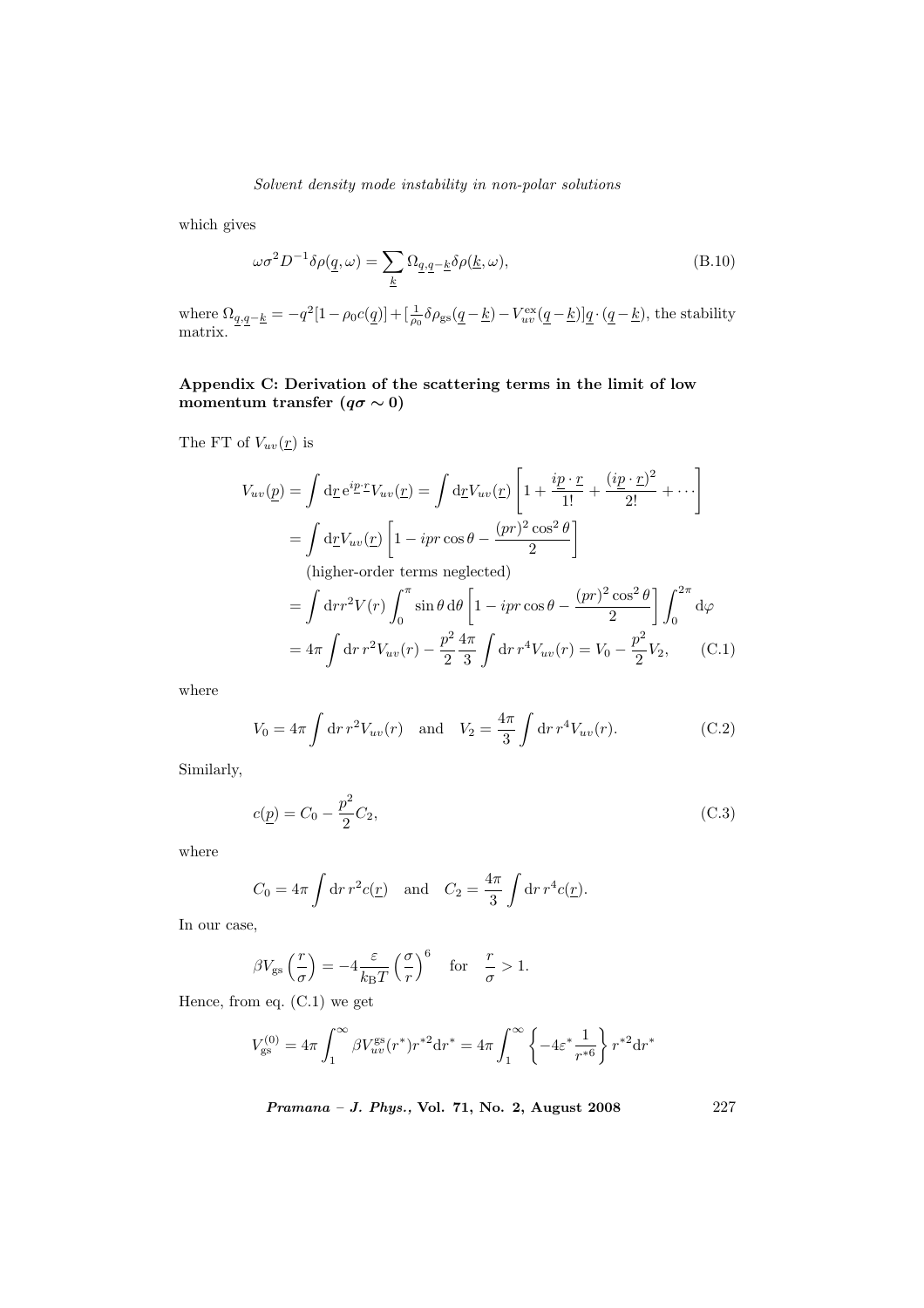which gives

$$\omega\sigma^2 D^{-1}\delta\rho(\underline{q},\omega) = \sum_{\underline{k}} \Omega_{\underline{q},\underline{q}-\underline{k}}\delta\rho(\underline{k},\omega), \tag{B.10}$$

where $\Omega_{\underline{q},\underline{q}-\underline{k}} = -q^2[1-\rho_0 c(\underline{q})] + [\frac{1}{\rho_0}\delta\rho_{\text{gs}}(\underline{q}-\underline{k}) - V_{uv}^{\text{ex}}(\underline{q}-\underline{k})]\underline{q}\cdot(\underline{q}-\underline{k})$, the stability matrix.

## Appendix C: Derivation of the scattering terms in the limit of low momentum transfer ($q\sigma \sim 0$)

The FT of $V_{uv}(\underline{r})$ is

$$\begin{aligned}
V_{uv}(\underline{p}) &= \int \mathrm{d}\underline{r}\, \mathrm{e}^{i\underline{p}\cdot\underline{r}} V_{uv}(\underline{r}) = \int \mathrm{d}\underline{r} V_{uv}(\underline{r}) \left[1 + \frac{i\underline{p}\cdot\underline{r}}{1!} + \frac{(i\underline{p}\cdot\underline{r})^2}{2!} + \cdots\right] \\
&= \int \mathrm{d}\underline{r} V_{uv}(\underline{r}) \left[1 - ipr\cos\theta - \frac{(pr)^2\cos^2\theta}{2}\right] \\
&\quad \text{(higher-order terms neglected)} \\
&= \int \mathrm{d}r r^2 V(r) \int_0^\pi \sin\theta\, \mathrm{d}\theta \left[1 - ipr\cos\theta - \frac{(pr)^2\cos^2\theta}{2}\right] \int_0^{2\pi} \mathrm{d}\varphi \\
&= 4\pi \int \mathrm{d}r\, r^2 V_{uv}(r) - \frac{p^2}{2}\frac{4\pi}{3}\int \mathrm{d}r\, r^4 V_{uv}(r) = V_0 - \frac{p^2}{2}V_2,
\end{aligned} \tag{C.1}$$

where

$$V_0 = 4\pi \int \mathrm{d}r\, r^2 V_{uv}(r) \quad \text{and} \quad V_2 = \frac{4\pi}{3}\int \mathrm{d}r\, r^4 V_{uv}(r). \tag{C.2}$$

Similarly,

$$c(\underline{p}) = C_0 - \frac{p^2}{2}C_2, \tag{C.3}$$

where

$$C_0 = 4\pi \int \mathrm{d}r\, r^2 c(\underline{r}) \quad \text{and} \quad C_2 = \frac{4\pi}{3}\int \mathrm{d}r\, r^4 c(\underline{r}).$$

In our case,

$$\beta V_{\text{gs}}\left(\frac{r}{\sigma}\right) = -4\frac{\varepsilon}{k_{\text{B}}T}\left(\frac{\sigma}{r}\right)^6 \quad \text{for} \quad \frac{r}{\sigma} > 1.$$

Hence, from eq. (C.1) we get

$$V_{\text{gs}}^{(0)} = 4\pi \int_1^\infty \beta V_{uv}^{\text{gs}}(r^*) r^{*2} \mathrm{d}r^* = 4\pi \int_1^\infty \left\{-4\varepsilon^* \frac{1}{r^{*6}}\right\} r^{*2} \mathrm{d}r^*$$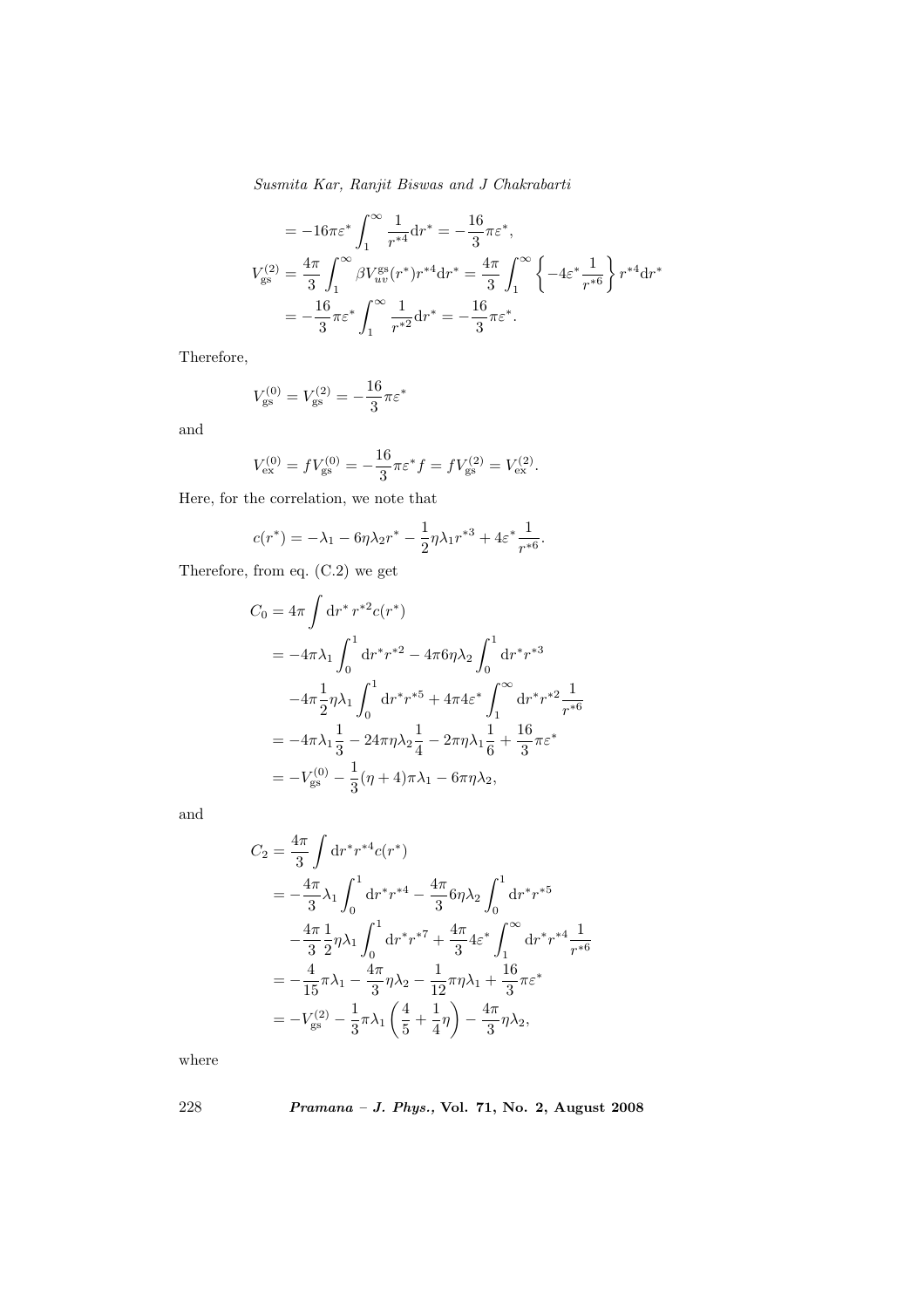$$= -16\pi\varepsilon^* \int_1^\infty \frac{1}{r^{*4}} \mathrm{d}r^* = -\frac{16}{3}\pi\varepsilon^*,$$

$$V_{\mathrm{gs}}^{(2)} = \frac{4\pi}{3}\int_1^\infty \beta V_{uv}^{\mathrm{gs}}(r^*) r^{*4} \mathrm{d}r^* = \frac{4\pi}{3}\int_1^\infty \left\{-4\varepsilon^* \frac{1}{r^{*6}}\right\} r^{*4} \mathrm{d}r^*$$

$$= -\frac{16}{3}\pi\varepsilon^* \int_1^\infty \frac{1}{r^{*2}} \mathrm{d}r^* = -\frac{16}{3}\pi\varepsilon^*.$$

Therefore,

$$V_{\mathrm{gs}}^{(0)} = V_{\mathrm{gs}}^{(2)} = -\frac{16}{3}\pi\varepsilon^*$$

and

$$V_{\mathrm{ex}}^{(0)} = fV_{\mathrm{gs}}^{(0)} = -\frac{16}{3}\pi\varepsilon^* f = fV_{\mathrm{gs}}^{(2)} = V_{\mathrm{ex}}^{(2)}.$$

Here, for the correlation, we note that

$$c(r^*) = -\lambda_1 - 6\eta\lambda_2 r^* - \frac{1}{2}\eta\lambda_1 r^{*3} + 4\varepsilon^* \frac{1}{r^{*6}}.$$

Therefore, from eq. (C.2) we get

$$C_0 = 4\pi \int \mathrm{d}r^*\, r^{*2} c(r^*)$$

$$= -4\pi\lambda_1 \int_0^1 \mathrm{d}r^* r^{*2} - 4\pi 6\eta\lambda_2 \int_0^1 \mathrm{d}r^* r^{*3}$$

$$-4\pi \frac{1}{2}\eta\lambda_1 \int_0^1 \mathrm{d}r^* r^{*5} + 4\pi 4\varepsilon^* \int_1^\infty \mathrm{d}r^* r^{*2} \frac{1}{r^{*6}}$$

$$= -4\pi\lambda_1 \frac{1}{3} - 24\pi\eta\lambda_2 \frac{1}{4} - 2\pi\eta\lambda_1 \frac{1}{6} + \frac{16}{3}\pi\varepsilon^*$$

$$= -V_{\mathrm{gs}}^{(0)} - \frac{1}{3}(\eta + 4)\pi\lambda_1 - 6\pi\eta\lambda_2,$$

and

$$C_2 = \frac{4\pi}{3} \int \mathrm{d}r^* r^{*4} c(r^*)$$

$$= -\frac{4\pi}{3}\lambda_1 \int_0^1 \mathrm{d}r^* r^{*4} - \frac{4\pi}{3} 6\eta\lambda_2 \int_0^1 \mathrm{d}r^* r^{*5}$$

$$-\frac{4\pi}{3}\frac{1}{2}\eta\lambda_1 \int_0^1 \mathrm{d}r^* r^{*7} + \frac{4\pi}{3} 4\varepsilon^* \int_1^\infty \mathrm{d}r^* r^{*4} \frac{1}{r^{*6}}$$

$$= -\frac{4}{15}\pi\lambda_1 - \frac{4\pi}{3}\eta\lambda_2 - \frac{1}{12}\pi\eta\lambda_1 + \frac{16}{3}\pi\varepsilon^*$$

$$= -V_{\mathrm{gs}}^{(2)} - \frac{1}{3}\pi\lambda_1 \left(\frac{4}{5} + \frac{1}{4}\eta\right) - \frac{4\pi}{3}\eta\lambda_2,$$

where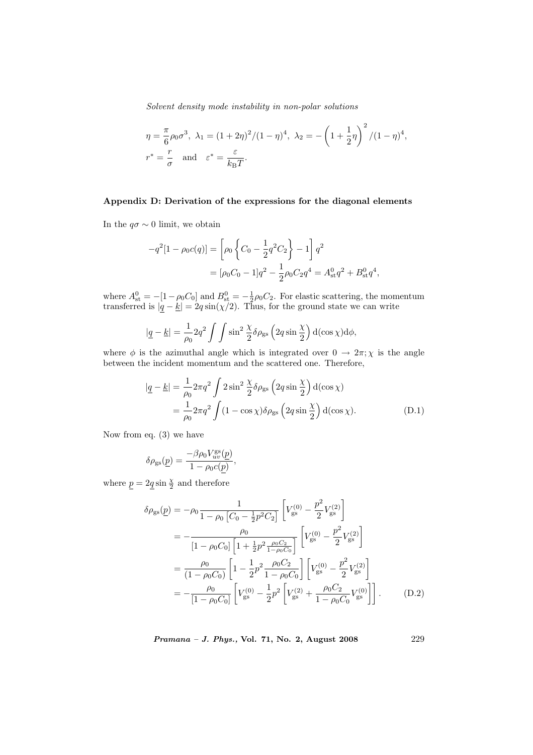$$\eta = \frac{\pi}{6}\rho_0\sigma^3,\ \lambda_1 = (1+2\eta)^2/(1-\eta)^4,\ \lambda_2 = -\left(1+\frac{1}{2}\eta\right)^2/(1-\eta)^4,$$
$$r^* = \frac{r}{\sigma} \quad \text{and} \quad \varepsilon^* = \frac{\varepsilon}{k_{\mathrm{B}}T}.$$

### Appendix D: Derivation of the expressions for the diagonal elements

In the $q\sigma \sim 0$ limit, we obtain

$$\begin{aligned}
-q^2[1-\rho_0 c(q)] &= \left[\rho_0\left\{C_0 - \frac{1}{2}q^2 C_2\right\} - 1\right]q^2 \\
&= [\rho_0 C_0 - 1]q^2 - \frac{1}{2}\rho_0 C_2 q^4 = A^0_{\mathrm{st}}q^2 + B^0_{\mathrm{st}}q^4,
\end{aligned}$$

where $A^0_{\mathrm{st}} = -[1-\rho_0 C_0]$ and $B^0_{\mathrm{st}} = -\frac{1}{2}\rho_0 C_2$. For elastic scattering, the momentum transferred is $|\underline{q}-\underline{k}| = 2q\sin(\chi/2)$. Thus, for the ground state we can write

$$|\underline{q}-\underline{k}| = \frac{1}{\rho_0}2q^2\int\int \sin^2\frac{\chi}{2}\delta\rho_{\mathrm{gs}}\left(2q\sin\frac{\chi}{2}\right)\mathrm{d}(\cos\chi)\mathrm{d}\phi,$$

where $\phi$ is the azimuthal angle which is integrated over $0 \to 2\pi$; $\chi$ is the angle between the incident momentum and the scattered one. Therefore,

$$\begin{aligned}
|\underline{q}-\underline{k}| &= \frac{1}{\rho_0}2\pi q^2\int 2\sin^2\frac{\chi}{2}\delta\rho_{\mathrm{gs}}\left(2q\sin\frac{\chi}{2}\right)\mathrm{d}(\cos\chi) \\
&= \frac{1}{\rho_0}2\pi q^2\int (1-\cos\chi)\delta\rho_{\mathrm{gs}}\left(2q\sin\frac{\chi}{2}\right)\mathrm{d}(\cos\chi). \qquad \text{(D.1)}
\end{aligned}$$

Now from eq. (3) we have

$$\delta\rho_{\mathrm{gs}}(\underline{p}) = \frac{-\beta\rho_0 V^{\mathrm{gs}}_{uv}(\underline{p})}{1-\rho_0 c(\underline{p})},$$

where $\underline{p} = 2\underline{q}\sin\frac{\chi}{2}$ and therefore

$$\begin{aligned}
\delta\rho_{\mathrm{gs}}(\underline{p}) &= -\rho_0\frac{1}{1-\rho_0\left[C_0 - \frac{1}{2}p^2 C_2\right]}\left[V^{(0)}_{\mathrm{gs}} - \frac{p^2}{2}V^{(2)}_{\mathrm{gs}}\right] \\
&= -\frac{\rho_0}{[1-\rho_0 C_0]\left[1+\frac{1}{2}p^2\frac{\rho_0 C_2}{1-\rho_0 C_0}\right]}\left[V^{(0)}_{\mathrm{gs}} - \frac{p^2}{2}V^{(2)}_{\mathrm{gs}}\right] \\
&= \frac{\rho_0}{(1-\rho_0 C_0)}\left[1-\frac{1}{2}p^2\frac{\rho_0 C_2}{1-\rho_0 C_0}\right]\left[V^{(0)}_{\mathrm{gs}} - \frac{p^2}{2}V^{(2)}_{\mathrm{gs}}\right] \\
&= -\frac{\rho_0}{[1-\rho_0 C_0]}\left[V^{(0)}_{\mathrm{gs}} - \frac{1}{2}p^2\left[V^{(2)}_{\mathrm{gs}} + \frac{\rho_0 C_2}{1-\rho_0 C_0}V^{(0)}_{\mathrm{gs}}\right]\right]. \qquad \text{(D.2)}
\end{aligned}$$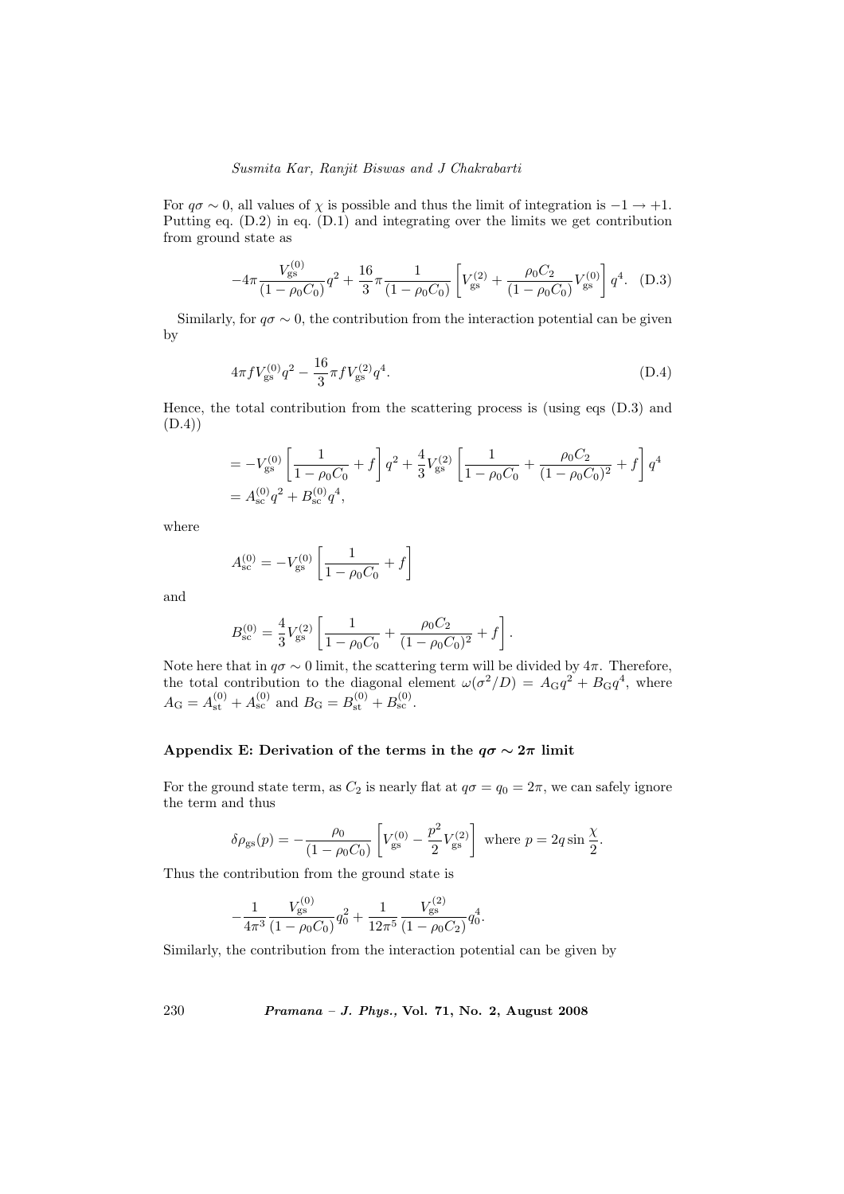For $q\sigma \sim 0$, all values of $\chi$ is possible and thus the limit of integration is $-1 \to +1$. Putting eq. (D.2) in eq. (D.1) and integrating over the limits we get contribution from ground state as

$$-4\pi \frac{V_{\rm gs}^{(0)}}{(1-\rho_0 C_0)} q^2 + \frac{16}{3}\pi \frac{1}{(1-\rho_0 C_0)} \left[ V_{\rm gs}^{(2)} + \frac{\rho_0 C_2}{(1-\rho_0 C_0)} V_{\rm gs}^{(0)} \right] q^4. \quad \text{(D.3)}$$

Similarly, for $q\sigma \sim 0$, the contribution from the interaction potential can be given by

$$4\pi f V_{\rm gs}^{(0)} q^2 - \frac{16}{3}\pi f V_{\rm gs}^{(2)} q^4. \quad \text{(D.4)}$$

Hence, the total contribution from the scattering process is (using eqs (D.3) and (D.4))

$$\begin{aligned} &= -V_{\rm gs}^{(0)} \left[ \frac{1}{1-\rho_0 C_0} + f \right] q^2 + \frac{4}{3} V_{\rm gs}^{(2)} \left[ \frac{1}{1-\rho_0 C_0} + \frac{\rho_0 C_2}{(1-\rho_0 C_0)^2} + f \right] q^4 \\ &= A_{\rm sc}^{(0)} q^2 + B_{\rm sc}^{(0)} q^4, \end{aligned}$$

where

$$A_{\rm sc}^{(0)} = -V_{\rm gs}^{(0)} \left[ \frac{1}{1-\rho_0 C_0} + f \right]$$

and

$$B_{\rm sc}^{(0)} = \frac{4}{3} V_{\rm gs}^{(2)} \left[ \frac{1}{1-\rho_0 C_0} + \frac{\rho_0 C_2}{(1-\rho_0 C_0)^2} + f \right].$$

Note here that in $q\sigma \sim 0$ limit, the scattering term will be divided by $4\pi$. Therefore, the total contribution to the diagonal element $\omega(\sigma^2/D) = A_{\rm G} q^2 + B_{\rm G} q^4$, where $A_{\rm G} = A_{\rm st}^{(0)} + A_{\rm sc}^{(0)}$ and $B_{\rm G} = B_{\rm st}^{(0)} + B_{\rm sc}^{(0)}$.

### Appendix E: Derivation of the terms in the $q\sigma \sim 2\pi$ limit

For the ground state term, as $C_2$ is nearly flat at $q\sigma = q_0 = 2\pi$, we can safely ignore the term and thus

$$\delta\rho_{\rm gs}(p) = -\frac{\rho_0}{(1-\rho_0 C_0)} \left[ V_{\rm gs}^{(0)} - \frac{p^2}{2} V_{\rm gs}^{(2)} \right] \text{ where } p = 2q \sin\frac{\chi}{2}.$$

Thus the contribution from the ground state is

$$-\frac{1}{4\pi^3} \frac{V_{\rm gs}^{(0)}}{(1-\rho_0 C_0)} q_0^2 + \frac{1}{12\pi^5} \frac{V_{\rm gs}^{(2)}}{(1-\rho_0 C_2)} q_0^4.$$

Similarly, the contribution from the interaction potential can be given by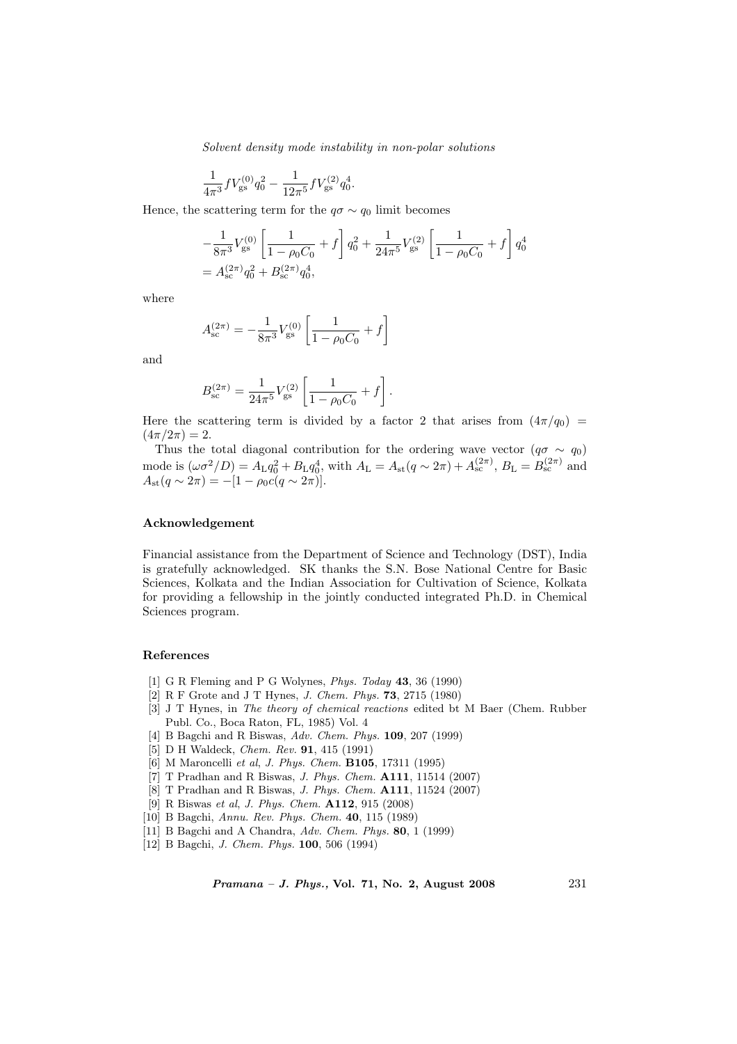$$\frac{1}{4\pi^3} f V_{\rm gs}^{(0)} q_0^2 - \frac{1}{12\pi^5} f V_{\rm gs}^{(2)} q_0^4.$$

Hence, the scattering term for the $q\sigma \sim q_0$ limit becomes

$$-\frac{1}{8\pi^3} V_{\rm gs}^{(0)} \left[\frac{1}{1-\rho_0 C_0} + f\right] q_0^2 + \frac{1}{24\pi^5} V_{\rm gs}^{(2)} \left[\frac{1}{1-\rho_0 C_0} + f\right] q_0^4$$
$$= A_{\rm sc}^{(2\pi)} q_0^2 + B_{\rm sc}^{(2\pi)} q_0^4,$$

where

$$A_{\rm sc}^{(2\pi)} = -\frac{1}{8\pi^3} V_{\rm gs}^{(0)} \left[\frac{1}{1-\rho_0 C_0} + f\right]$$

and

$$B_{\rm sc}^{(2\pi)} = \frac{1}{24\pi^5} V_{\rm gs}^{(2)} \left[\frac{1}{1-\rho_0 C_0} + f\right].$$

Here the scattering term is divided by a factor 2 that arises from $(4\pi/q_0) = (4\pi/2\pi) = 2$.

Thus the total diagonal contribution for the ordering wave vector ($q\sigma \sim q_0$) mode is $(\omega\sigma^2/D) = A_{\rm L} q_0^2 + B_{\rm L} q_0^4$, with $A_{\rm L} = A_{\rm st}(q \sim 2\pi) + A_{\rm sc}^{(2\pi)}$, $B_{\rm L} = B_{\rm sc}^{(2\pi)}$ and $A_{\rm st}(q \sim 2\pi) = -[1 - \rho_0 c(q \sim 2\pi)]$.

## Acknowledgement

Financial assistance from the Department of Science and Technology (DST), India is gratefully acknowledged. SK thanks the S.N. Bose National Centre for Basic Sciences, Kolkata and the Indian Association for Cultivation of Science, Kolkata for providing a fellowship in the jointly conducted integrated Ph.D. in Chemical Sciences program.

## References

[1] G R Fleming and P G Wolynes, *Phys. Today* **43**, 36 (1990)
[2] R F Grote and J T Hynes, *J. Chem. Phys.* **73**, 2715 (1980)
[3] J T Hynes, in *The theory of chemical reactions* edited bt M Baer (Chem. Rubber Publ. Co., Boca Raton, FL, 1985) Vol. 4
[4] B Bagchi and R Biswas, *Adv. Chem. Phys.* **109**, 207 (1999)
[5] D H Waldeck, *Chem. Rev.* **91**, 415 (1991)
[6] M Maroncelli *et al*, *J. Phys. Chem.* **B105**, 17311 (1995)
[7] T Pradhan and R Biswas, *J. Phys. Chem.* **A111**, 11514 (2007)
[8] T Pradhan and R Biswas, *J. Phys. Chem.* **A111**, 11524 (2007)
[9] R Biswas *et al*, *J. Phys. Chem.* **A112**, 915 (2008)
[10] B Bagchi, *Annu. Rev. Phys. Chem.* **40**, 115 (1989)
[11] B Bagchi and A Chandra, *Adv. Chem. Phys.* **80**, 1 (1999)
[12] B Bagchi, *J. Chem. Phys.* **100**, 506 (1994)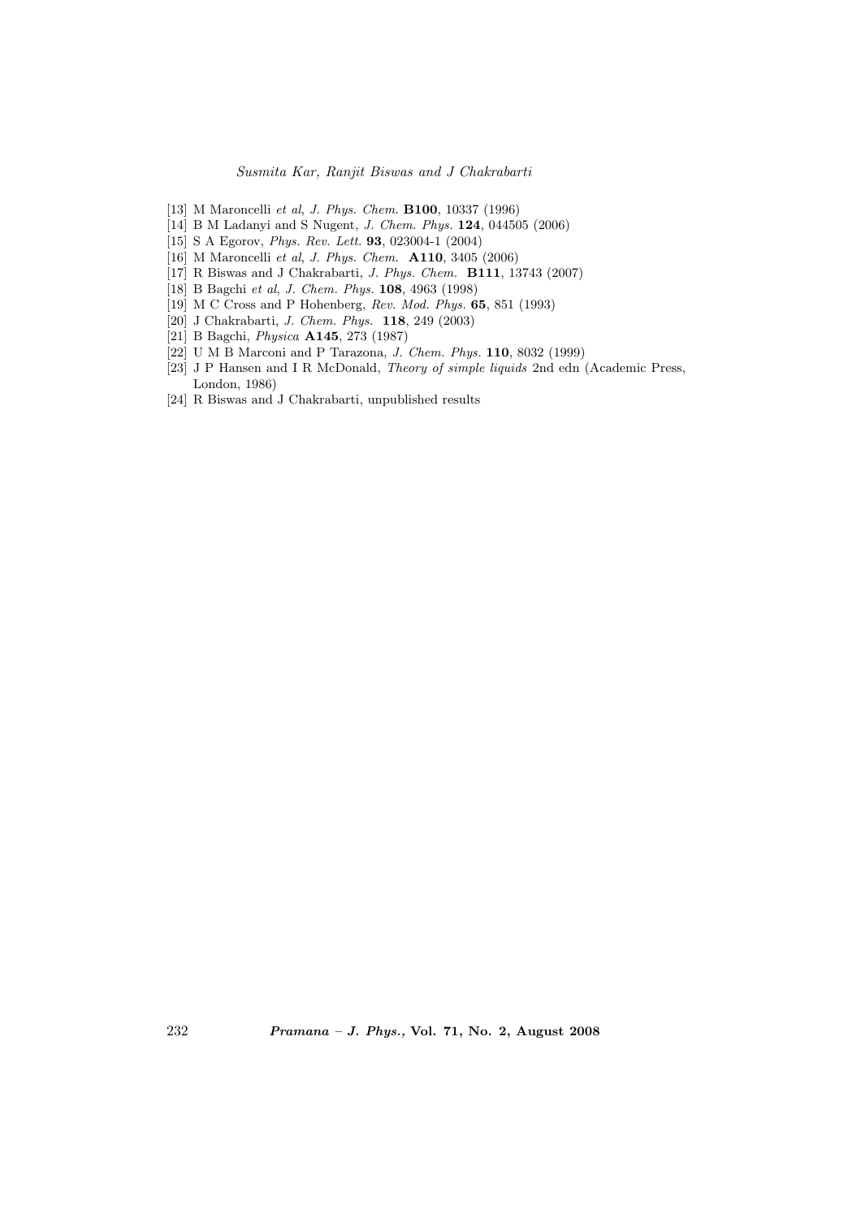- [13] M Maroncelli *et al*, *J. Phys. Chem.* **B100**, 10337 (1996)
- [14] B M Ladanyi and S Nugent, *J. Chem. Phys.* **124**, 044505 (2006)
- [15] S A Egorov, *Phys. Rev. Lett.* **93**, 023004-1 (2004)
- [16] M Maroncelli *et al*, *J. Phys. Chem.* **A110**, 3405 (2006)
- [17] R Biswas and J Chakrabarti, *J. Phys. Chem.* **B111**, 13743 (2007)
- [18] B Bagchi *et al*, *J. Chem. Phys.* **108**, 4963 (1998)
- [19] M C Cross and P Hohenberg, *Rev. Mod. Phys.* **65**, 851 (1993)
- [20] J Chakrabarti, *J. Chem. Phys.* **118**, 249 (2003)
- [21] B Bagchi, *Physica* **A145**, 273 (1987)
- [22] U M B Marconi and P Tarazona, *J. Chem. Phys.* **110**, 8032 (1999)
- [23] J P Hansen and I R McDonald, *Theory of simple liquids* 2nd edn (Academic Press, London, 1986)
- [24] R Biswas and J Chakrabarti, unpublished results